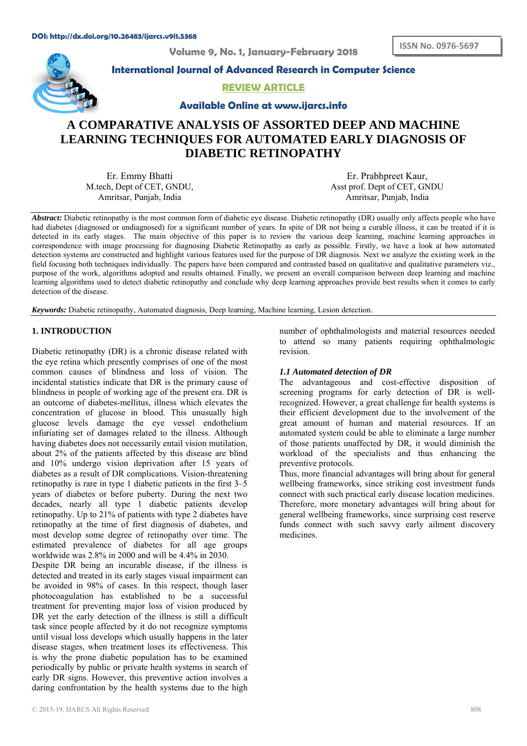DOI: http://dx.doi.org/10.26483/ijarcs.v9i1.5368

Volume 9, No. 1, January-February 2018

ISSN No. 0976-5697

International Journal of Advanced Research in Computer Science

REVIEW ARTICLE

Available Online at www.ijarcs.info

# A COMPARATIVE ANALYSIS OF ASSORTED DEEP AND MACHINE LEARNING TECHNIQUES FOR AUTOMATED EARLY DIAGNOSIS OF DIABETIC RETINOPATHY

Er. Emmy Bhatti
M.tech, Dept of CET, GNDU,
Amritsar, Punjab, India

Er. Prabhpreet Kaur,
Asst prof. Dept of CET, GNDU
Amritsar, Punjab, India

***Abstract:*** Diabetic retinopathy is the most common form of diabetic eye disease. Diabetic retinopathy (DR) usually only affects people who have had diabetes (diagnosed or undiagnosed) for a significant number of years. In spite of DR not being a curable illness, it can be treated if it is detected in its early stages. The main objective of this paper is to review the various deep learning, machine learning approaches in correspondence with image processing for diagnosing Diabetic Retinopathy as early as possible. Firstly, we have a look at how automated detection systems are constructed and highlight various features used for the purpose of DR diagnosis. Next we analyze the existing work in the field focusing both techniques individually. The papers have been compared and contrasted based on qualitative and qualitative parameters viz., purpose of the work, algorithms adopted and results obtained. Finally, we present an overall comparison between deep learning and machine learning algorithms used to detect diabetic retinopathy and conclude why deep learning approaches provide best results when it comes to early detection of the disease.

***Keywords:*** Diabetic retinopathy, Automated diagnosis, Deep learning, Machine learning, Lesion detection.

## 1. INTRODUCTION

Diabetic retinopathy (DR) is a chronic disease related with the eye retina which presently comprises of one of the most common causes of blindness and loss of vision. The incidental statistics indicate that DR is the primary cause of blindness in people of working age of the present era. DR is an outcome of diabetes-mellitus, illness which elevates the concentration of glucose in blood. This unusually high glucose levels damage the eye vessel endothelium infuriating set of damage related to the illness. Although having diabetes does not necessarily entail vision mutilation, about 2% of the patients affected by this disease are blind and 10% undergo vision deprivation after 15 years of diabetes as a result of DR complications. Vision-threatening retinopathy is rare in type 1 diabetic patients in the first 3–5 years of diabetes or before puberty. During the next two decades, nearly all type 1 diabetic patients develop retinopathy. Up to 21% of patients with type 2 diabetes have retinopathy at the time of first diagnosis of diabetes, and most develop some degree of retinopathy over time. The estimated prevalence of diabetes for all age groups worldwide was 2.8% in 2000 and will be 4.4% in 2030.

Despite DR being an incurable disease, if the illness is detected and treated in its early stages visual impairment can be avoided in 98% of cases. In this respect, though laser photocoagulation has established to be a successful treatment for preventing major loss of vision produced by DR yet the early detection of the illness is still a difficult task since people affected by it do not recognize symptoms until visual loss develops which usually happens in the later disease stages, when treatment loses its effectiveness. This is why the prone diabetic population has to be examined periodically by public or private health systems in search of early DR signs. However, this preventive action involves a daring confrontation by the health systems due to the high number of ophthalmologists and material resources needed to attend so many patients requiring ophthalmologic revision.

### *1.1 Automated detection of DR*

The advantageous and cost-effective disposition of screening programs for early detection of DR is well-recognized. However, a great challenge for health systems is their efficient development due to the involvement of the great amount of human and material resources. If an automated system could be able to eliminate a large number of those patients unaffected by DR, it would diminish the workload of the specialists and thus enhancing the preventive protocols.

Thus, more financial advantages will bring about for general wellbeing frameworks, since striking cost investment funds connect with such practical early disease location medicines. Therefore, more monetary advantages will bring about for general wellbeing frameworks, since surprising cost reserve funds connect with such savvy early ailment discovery medicines.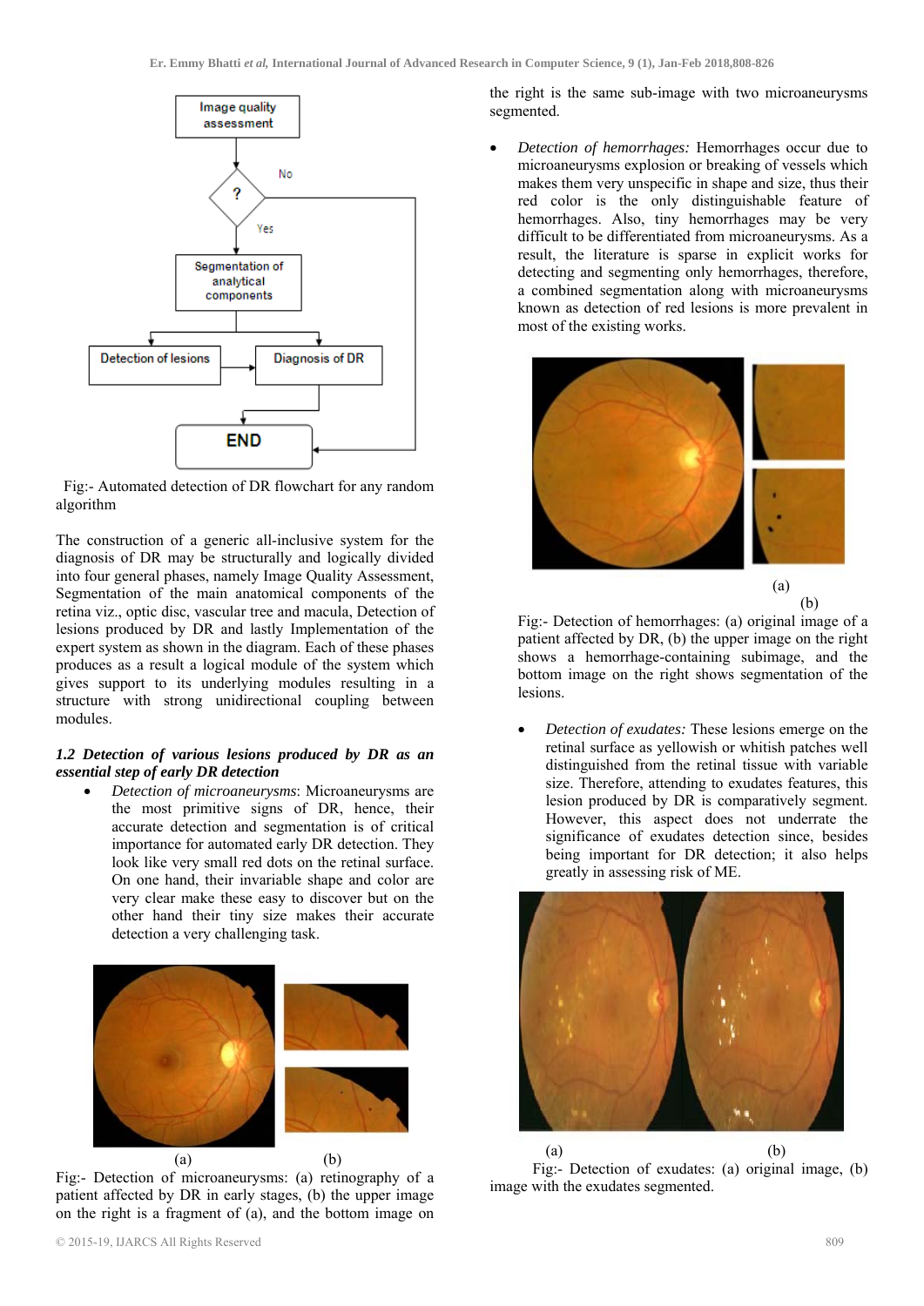Fig:- Automated detection of DR flowchart for any random algorithm

The construction of a generic all-inclusive system for the diagnosis of DR may be structurally and logically divided into four general phases, namely Image Quality Assessment, Segmentation of the main anatomical components of the retina viz., optic disc, vascular tree and macula, Detection of lesions produced by DR and lastly Implementation of the expert system as shown in the diagram. Each of these phases produces as a result a logical module of the system which gives support to its underlying modules resulting in a structure with strong unidirectional coupling between modules.

### *1.2 Detection of various lesions produced by DR as an essential step of early DR detection*

- *Detection of microaneurysms*: Microaneurysms are the most primitive signs of DR, hence, their accurate detection and segmentation is of critical importance for automated early DR detection. They look like very small red dots on the retinal surface. On one hand, their invariable shape and color are very clear make these easy to discover but on the other hand their tiny size makes their accurate detection a very challenging task.

(a) (b)

Fig:- Detection of microaneurysms: (a) retinography of a patient affected by DR in early stages, (b) the upper image on the right is a fragment of (a), and the bottom image on the right is the same sub-image with two microaneurysms segmented.

- *Detection of hemorrhages:* Hemorrhages occur due to microaneurysms explosion or breaking of vessels which makes them very unspecific in shape and size, thus their red color is the only distinguishable feature of hemorrhages. Also, tiny hemorrhages may be very difficult to be differentiated from microaneurysms. As a result, the literature is sparse in explicit works for detecting and segmenting only hemorrhages, therefore, a combined segmentation along with microaneurysms known as detection of red lesions is more prevalent in most of the existing works.

(a) (b)

Fig:- Detection of hemorrhages: (a) original image of a patient affected by DR, (b) the upper image on the right shows a hemorrhage-containing subimage, and the bottom image on the right shows segmentation of the lesions.

- *Detection of exudates:* These lesions emerge on the retinal surface as yellowish or whitish patches well distinguished from the retinal tissue with variable size. Therefore, attending to exudates features, this lesion produced by DR is comparatively segment. However, this aspect does not underrate the significance of exudates detection since, besides being important for DR detection; it also helps greatly in assessing risk of ME.

(a) (b)

Fig:- Detection of exudates: (a) original image, (b) image with the exudates segmented.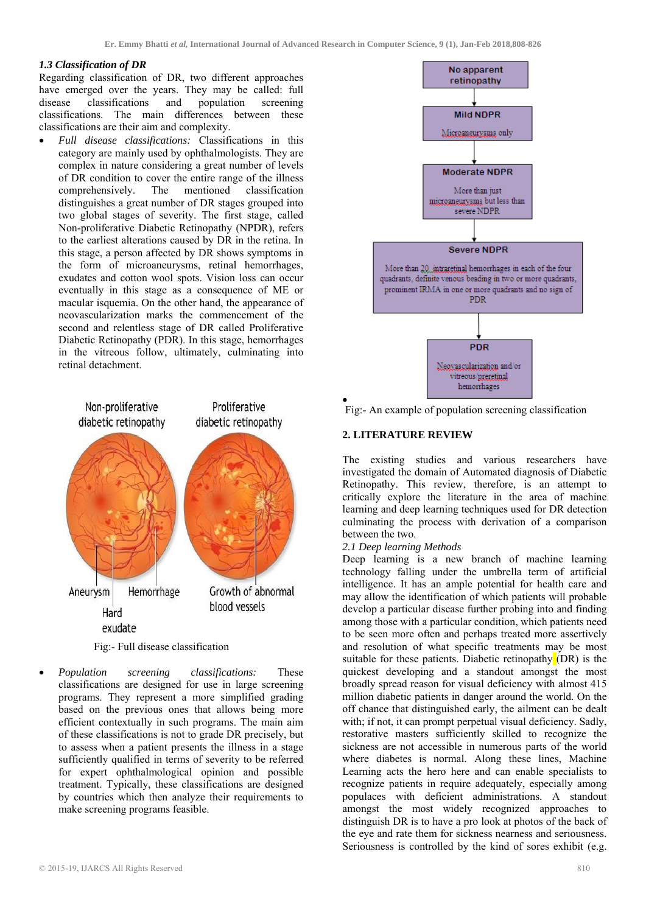### 1.3 Classification of DR

Regarding classification of DR, two different approaches have emerged over the years. They may be called: full disease classifications and population screening classifications. The main differences between these classifications are their aim and complexity.

- *Full disease classifications:* Classifications in this category are mainly used by ophthalmologists. They are complex in nature considering a great number of levels of DR condition to cover the entire range of the illness comprehensively. The mentioned classification distinguishes a great number of DR stages grouped into two global stages of severity. The first stage, called Non-proliferative Diabetic Retinopathy (NPDR), refers to the earliest alterations caused by DR in the retina. In this stage, a person affected by DR shows symptoms in the form of microaneurysms, retinal hemorrhages, exudates and cotton wool spots. Vision loss can occur eventually in this stage as a consequence of ME or macular isquemia. On the other hand, the appearance of neovascularization marks the commencement of the second and relentless stage of DR called Proliferative Diabetic Retinopathy (PDR). In this stage, hemorrhages in the vitreous follow, ultimately, culminating into retinal detachment.

Fig:- Full disease classification

- *Population screening classifications:* These classifications are designed for use in large screening programs. They represent a more simplified grading based on the previous ones that allows being more efficient contextually in such programs. The main aim of these classifications is not to grade DR precisely, but to assess when a patient presents the illness in a stage sufficiently qualified in terms of severity to be referred for expert ophthalmological opinion and possible treatment. Typically, these classifications are designed by countries which then analyze their requirements to make screening programs feasible.

Fig:- An example of population screening classification

## 2. LITERATURE REVIEW

The existing studies and various researchers have investigated the domain of Automated diagnosis of Diabetic Retinopathy. This review, therefore, is an attempt to critically explore the literature in the area of machine learning and deep learning techniques used for DR detection culminating the process with derivation of a comparison between the two.

### 2.1 Deep learning Methods

Deep learning is a new branch of machine learning technology falling under the umbrella term of artificial intelligence. It has an ample potential for health care and may allow the identification of which patients will probable develop a particular disease further probing into and finding among those with a particular condition, which patients need to be seen more often and perhaps treated more assertively and resolution of what specific treatments may be most suitable for these patients. Diabetic retinopathy (DR) is the quickest developing and a standout amongst the most broadly spread reason for visual deficiency with almost 415 million diabetic patients in danger around the world. On the off chance that distinguished early, the ailment can be dealt with; if not, it can prompt perpetual visual deficiency. Sadly, restorative masters sufficiently skilled to recognize the sickness are not accessible in numerous parts of the world where diabetes is normal. Along these lines, Machine Learning acts the hero here and can enable specialists to recognize patients in require adequately, especially among populaces with deficient administrations. A standout amongst the most widely recognized approaches to distinguish DR is to have a pro look at photos of the back of the eye and rate them for sickness nearness and seriousness. Seriousness is controlled by the kind of sores exhibit (e.g.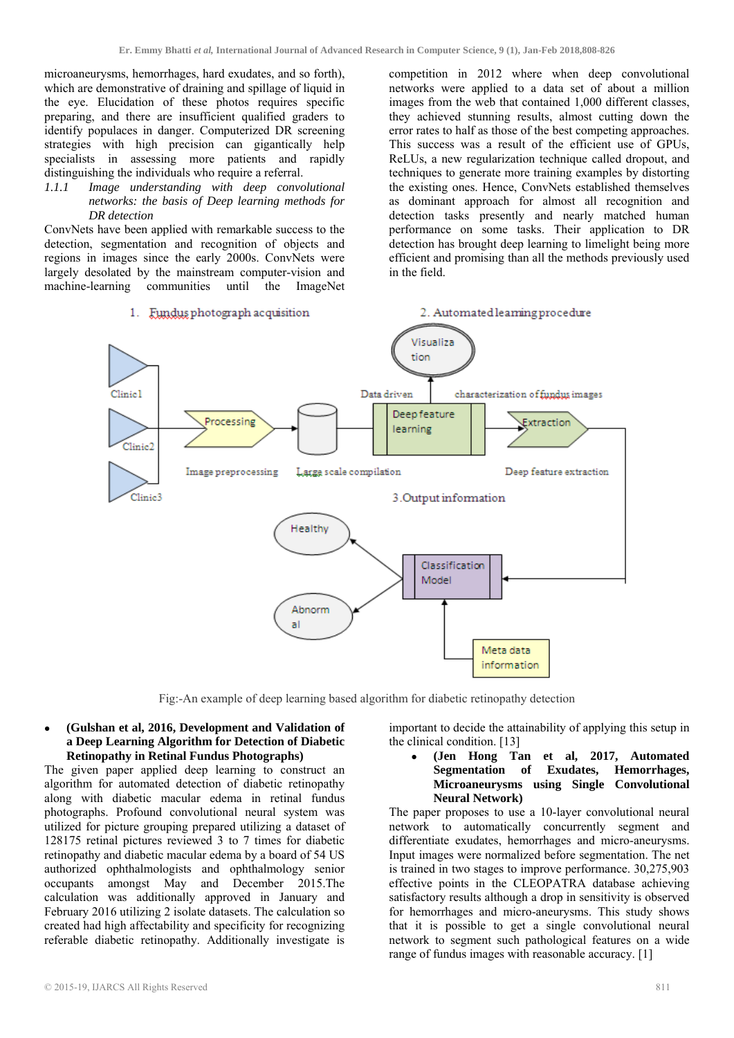microaneurysms, hemorrhages, hard exudates, and so forth), which are demonstrative of draining and spillage of liquid in the eye. Elucidation of these photos requires specific preparing, and there are insufficient qualified graders to identify populaces in danger. Computerized DR screening strategies with high precision can gigantically help specialists in assessing more patients and rapidly distinguishing the individuals who require a referral.

#### *1.1.1 Image understanding with deep convolutional networks: the basis of Deep learning methods for DR detection*

ConvNets have been applied with remarkable success to the detection, segmentation and recognition of objects and regions in images since the early 2000s. ConvNets were largely desolated by the mainstream computer-vision and machine-learning communities until the ImageNet competition in 2012 where when deep convolutional networks were applied to a data set of about a million images from the web that contained 1,000 different classes, they achieved stunning results, almost cutting down the error rates to half as those of the best competing approaches. This success was a result of the efficient use of GPUs, ReLUs, a new regularization technique called dropout, and techniques to generate more training examples by distorting the existing ones. Hence, ConvNets established themselves as dominant approach for almost all recognition and detection tasks presently and nearly matched human performance on some tasks. Their application to DR detection has brought deep learning to limelight being more efficient and promising than all the methods previously used in the field.

1. Fundus photograph acquisition

2. Automated learning procedure

Clinic1, Clinic2, Clinic3 → Processing (Image preprocessing) → Large scale compilation → Deep feature learning (Data driven characterization of fundus images; Visualization) → Extraction (Deep feature extraction)

3.Output information

Classification Model (with Meta data information) → Healthy / Abnormal

Fig:-An example of deep learning based algorithm for diabetic retinopathy detection

- **(Gulshan et al, 2016, Development and Validation of a Deep Learning Algorithm for Detection of Diabetic Retinopathy in Retinal Fundus Photographs)**

The given paper applied deep learning to construct an algorithm for automated detection of diabetic retinopathy along with diabetic macular edema in retinal fundus photographs. Profound convolutional neural system was utilized for picture grouping prepared utilizing a dataset of 128175 retinal pictures reviewed 3 to 7 times for diabetic retinopathy and diabetic macular edema by a board of 54 US authorized ophthalmologists and ophthalmology senior occupants amongst May and December 2015.The calculation was additionally approved in January and February 2016 utilizing 2 isolate datasets. The calculation so created had high affectability and specificity for recognizing referable diabetic retinopathy. Additionally investigate is important to decide the attainability of applying this setup in the clinical condition. [13]

- **(Jen Hong Tan et al, 2017, Automated Segmentation of Exudates, Hemorrhages, Microaneurysms using Single Convolutional Neural Network)**

The paper proposes to use a 10-layer convolutional neural network to automatically concurrently segment and differentiate exudates, hemorrhages and micro-aneurysms. Input images were normalized before segmentation. The net is trained in two stages to improve performance. 30,275,903 effective points in the CLEOPATRA database achieving satisfactory results although a drop in sensitivity is observed for hemorrhages and micro-aneurysms. This study shows that it is possible to get a single convolutional neural network to segment such pathological features on a wide range of fundus images with reasonable accuracy. [1]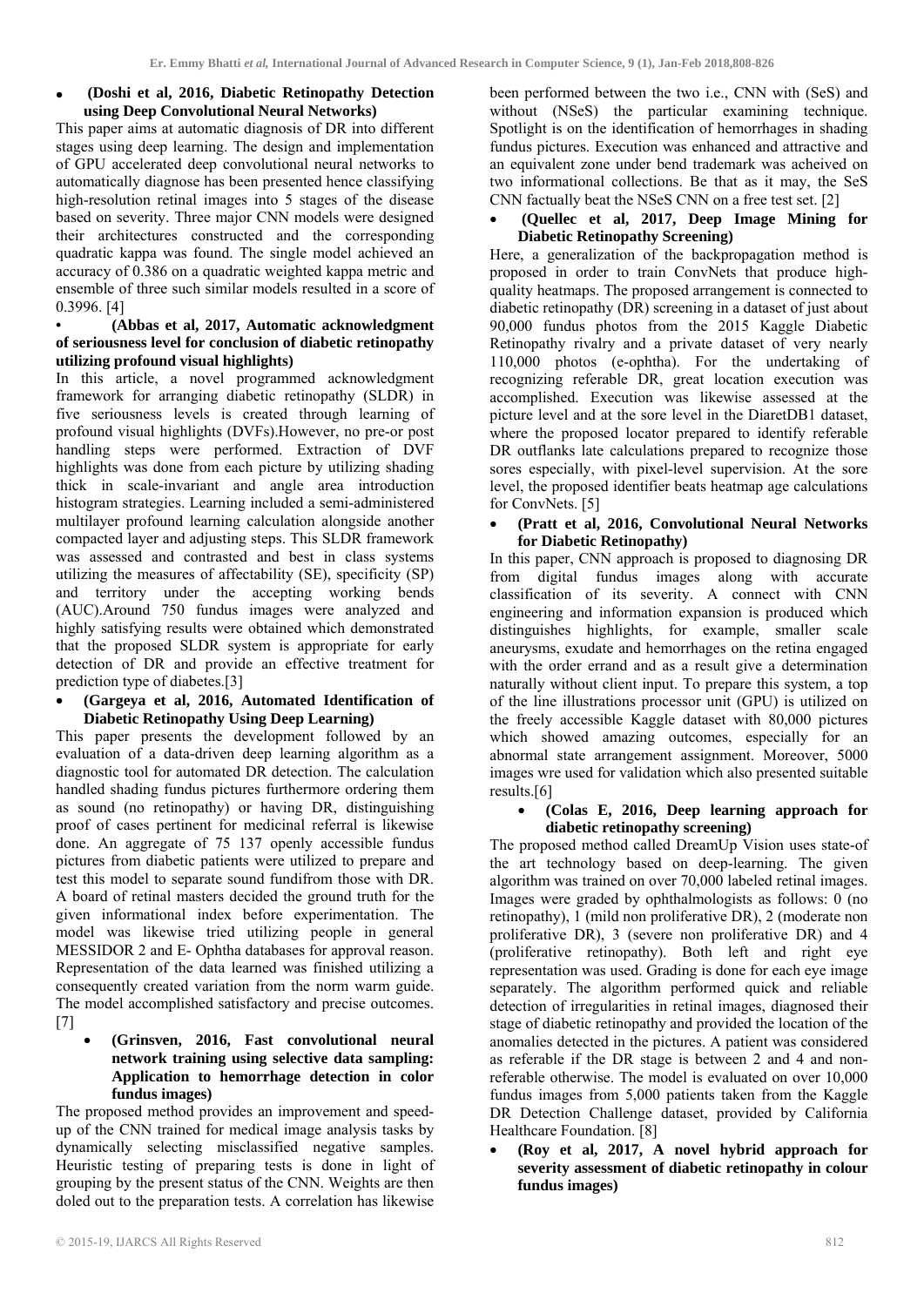- **(Doshi et al, 2016, Diabetic Retinopathy Detection using Deep Convolutional Neural Networks)**

This paper aims at automatic diagnosis of DR into different stages using deep learning. The design and implementation of GPU accelerated deep convolutional neural networks to automatically diagnose has been presented hence classifying high-resolution retinal images into 5 stages of the disease based on severity. Three major CNN models were designed their architectures constructed and the corresponding quadratic kappa was found. The single model achieved an accuracy of 0.386 on a quadratic weighted kappa metric and ensemble of three such similar models resulted in a score of 0.3996. [4]

- **(Abbas et al, 2017, Automatic acknowledgment of seriousness level for conclusion of diabetic retinopathy utilizing profound visual highlights)**

In this article, a novel programmed acknowledgment framework for arranging diabetic retinopathy (SLDR) in five seriousness levels is created through learning of profound visual highlights (DVFs).However, no pre-or post handling steps were performed. Extraction of DVF highlights was done from each picture by utilizing shading thick in scale-invariant and angle area introduction histogram strategies. Learning included a semi-administered multilayer profound learning calculation alongside another compacted layer and adjusting steps. This SLDR framework was assessed and contrasted and best in class systems utilizing the measures of affectability (SE), specificity (SP) and territory under the accepting working bends (AUC).Around 750 fundus images were analyzed and highly satisfying results were obtained which demonstrated that the proposed SLDR system is appropriate for early detection of DR and provide an effective treatment for prediction type of diabetes.[3]

- **(Gargeya et al, 2016, Automated Identification of Diabetic Retinopathy Using Deep Learning)**

This paper presents the development followed by an evaluation of a data-driven deep learning algorithm as a diagnostic tool for automated DR detection. The calculation handled shading fundus pictures furthermore ordering them as sound (no retinopathy) or having DR, distinguishing proof of cases pertinent for medicinal referral is likewise done. An aggregate of 75 137 openly accessible fundus pictures from diabetic patients were utilized to prepare and test this model to separate sound fundifrom those with DR. A board of retinal masters decided the ground truth for the given informational index before experimentation. The model was likewise tried utilizing people in general MESSIDOR 2 and E- Ophtha databases for approval reason. Representation of the data learned was finished utilizing a consequently created variation from the norm warm guide. The model accomplished satisfactory and precise outcomes. [7]

- **(Grinsven, 2016, Fast convolutional neural network training using selective data sampling: Application to hemorrhage detection in color fundus images)**

The proposed method provides an improvement and speed-up of the CNN trained for medical image analysis tasks by dynamically selecting misclassified negative samples. Heuristic testing of preparing tests is done in light of grouping by the present status of the CNN. Weights are then doled out to the preparation tests. A correlation has likewise been performed between the two i.e., CNN with (SeS) and without (NSeS) the particular examining technique. Spotlight is on the identification of hemorrhages in shading fundus pictures. Execution was enhanced and attractive and an equivalent zone under bend trademark was acheived on two informational collections. Be that as it may, the SeS CNN factually beat the NSeS CNN on a free test set. [2]

- **(Quellec et al, 2017, Deep Image Mining for Diabetic Retinopathy Screening)**

Here, a generalization of the backpropagation method is proposed in order to train ConvNets that produce high-quality heatmaps. The proposed arrangement is connected to diabetic retinopathy (DR) screening in a dataset of just about 90,000 fundus photos from the 2015 Kaggle Diabetic Retinopathy rivalry and a private dataset of very nearly 110,000 photos (e-ophtha). For the undertaking of recognizing referable DR, great location execution was accomplished. Execution was likewise assessed at the picture level and at the sore level in the DiaretDB1 dataset, where the proposed locator prepared to identify referable DR outflanks late calculations prepared to recognize those sores especially, with pixel-level supervision. At the sore level, the proposed identifier beats heatmap age calculations for ConvNets. [5]

- **(Pratt et al, 2016, Convolutional Neural Networks for Diabetic Retinopathy)**

In this paper, CNN approach is proposed to diagnosing DR from digital fundus images along with accurate classification of its severity. A connect with CNN engineering and information expansion is produced which distinguishes highlights, for example, smaller scale aneurysms, exudate and hemorrhages on the retina engaged with the order errand and as a result give a determination naturally without client input. To prepare this system, a top of the line illustrations processor unit (GPU) is utilized on the freely accessible Kaggle dataset with 80,000 pictures which showed amazing outcomes, especially for an abnormal state arrangement assignment. Moreover, 5000 images wre used for validation which also presented suitable results.[6]

- **(Colas E, 2016, Deep learning approach for diabetic retinopathy screening)**

The proposed method called DreamUp Vision uses state-of the art technology based on deep-learning. The given algorithm was trained on over 70,000 labeled retinal images. Images were graded by ophthalmologists as follows: 0 (no retinopathy), 1 (mild non proliferative DR), 2 (moderate non proliferative DR), 3 (severe non proliferative DR) and 4 (proliferative retinopathy). Both left and right eye representation was used. Grading is done for each eye image separately. The algorithm performed quick and reliable detection of irregularities in retinal images, diagnosed their stage of diabetic retinopathy and provided the location of the anomalies detected in the pictures. A patient was considered as referable if the DR stage is between 2 and 4 and non-referable otherwise. The model is evaluated on over 10,000 fundus images from 5,000 patients taken from the Kaggle DR Detection Challenge dataset, provided by California Healthcare Foundation. [8]

- **(Roy et al, 2017, A novel hybrid approach for severity assessment of diabetic retinopathy in colour fundus images)**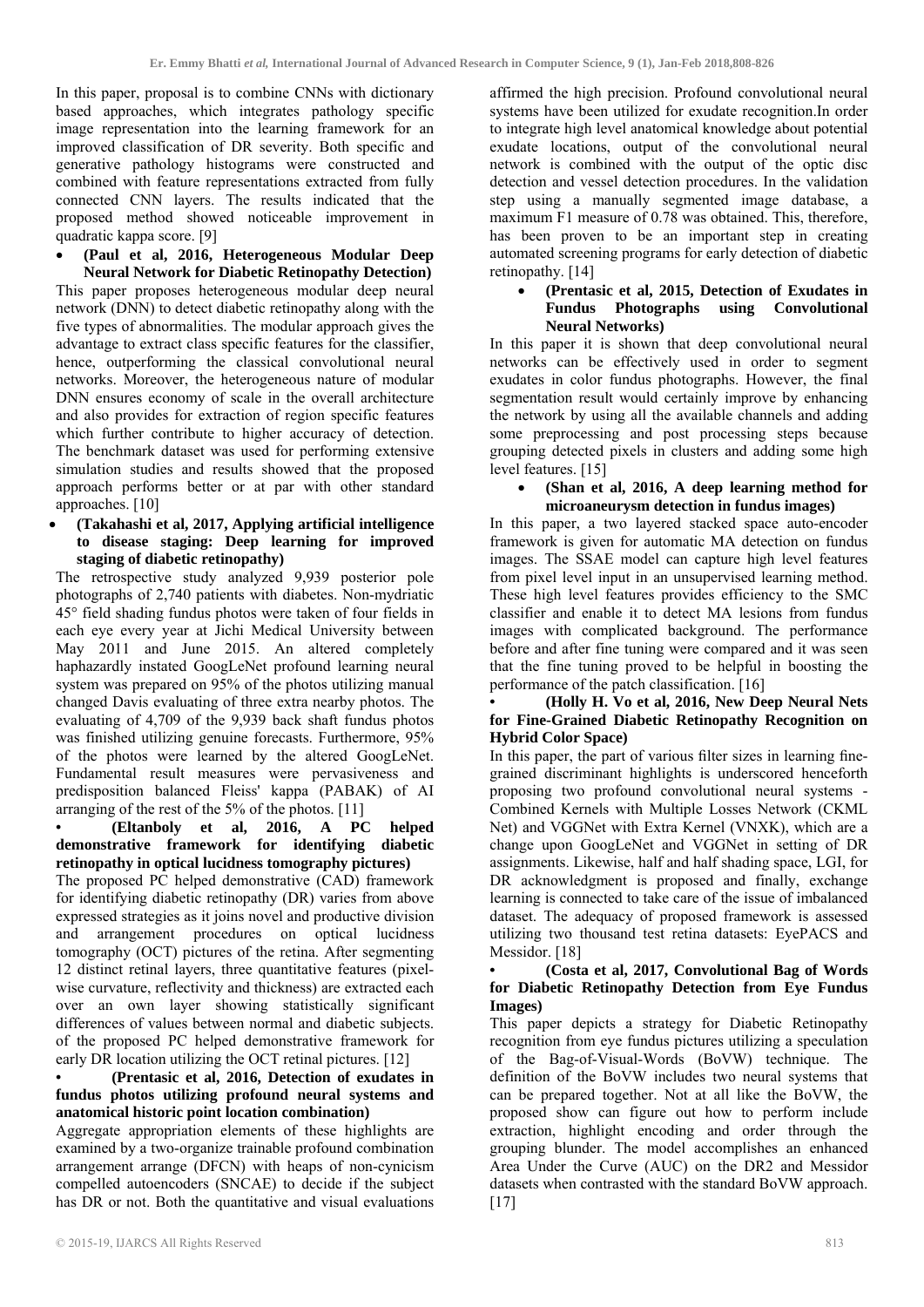In this paper, proposal is to combine CNNs with dictionary based approaches, which integrates pathology specific image representation into the learning framework for an improved classification of DR severity. Both specific and generative pathology histograms were constructed and combined with feature representations extracted from fully connected CNN layers. The results indicated that the proposed method showed noticeable improvement in quadratic kappa score. [9]

- **(Paul et al, 2016, Heterogeneous Modular Deep Neural Network for Diabetic Retinopathy Detection)**

This paper proposes heterogeneous modular deep neural network (DNN) to detect diabetic retinopathy along with the five types of abnormalities. The modular approach gives the advantage to extract class specific features for the classifier, hence, outperforming the classical convolutional neural networks. Moreover, the heterogeneous nature of modular DNN ensures economy of scale in the overall architecture and also provides for extraction of region specific features which further contribute to higher accuracy of detection. The benchmark dataset was used for performing extensive simulation studies and results showed that the proposed approach performs better or at par with other standard approaches. [10]

- **(Takahashi et al, 2017, Applying artificial intelligence to disease staging: Deep learning for improved staging of diabetic retinopathy)**

The retrospective study analyzed 9,939 posterior pole photographs of 2,740 patients with diabetes. Non-mydriatic 45° field shading fundus photos were taken of four fields in each eye every year at Jichi Medical University between May 2011 and June 2015. An altered completely haphazardly instated GoogLeNet profound learning neural system was prepared on 95% of the photos utilizing manual changed Davis evaluating of three extra nearby photos. The evaluating of 4,709 of the 9,939 back shaft fundus photos was finished utilizing genuine forecasts. Furthermore, 95% of the photos were learned by the altered GoogLeNet. Fundamental result measures were pervasiveness and predisposition balanced Fleiss' kappa (PABAK) of AI arranging of the rest of the 5% of the photos. [11]

- **(Eltanboly et al, 2016, A PC helped demonstrative framework for identifying diabetic retinopathy in optical lucidness tomography pictures)**

The proposed PC helped demonstrative (CAD) framework for identifying diabetic retinopathy (DR) varies from above expressed strategies as it joins novel and productive division and arrangement procedures on optical lucidness tomography (OCT) pictures of the retina. After segmenting 12 distinct retinal layers, three quantitative features (pixel-wise curvature, reflectivity and thickness) are extracted each over an own layer showing statistically significant differences of values between normal and diabetic subjects. of the proposed PC helped demonstrative framework for early DR location utilizing the OCT retinal pictures. [12]

- **(Prentasic et al, 2016, Detection of exudates in fundus photos utilizing profound neural systems and anatomical historic point location combination)**

Aggregate appropriation elements of these highlights are examined by a two-organize trainable profound combination arrangement arrange (DFCN) with heaps of non-cynicism compelled autoencoders (SNCAE) to decide if the subject has DR or not. Both the quantitative and visual evaluations affirmed the high precision. Profound convolutional neural systems have been utilized for exudate recognition.In order to integrate high level anatomical knowledge about potential exudate locations, output of the convolutional neural network is combined with the output of the optic disc detection and vessel detection procedures. In the validation step using a manually segmented image database, a maximum F1 measure of 0.78 was obtained. This, therefore, has been proven to be an important step in creating automated screening programs for early detection of diabetic retinopathy. [14]

- **(Prentasic et al, 2015, Detection of Exudates in Fundus Photographs using Convolutional Neural Networks)**

In this paper it is shown that deep convolutional neural networks can be effectively used in order to segment exudates in color fundus photographs. However, the final segmentation result would certainly improve by enhancing the network by using all the available channels and adding some preprocessing and post processing steps because grouping detected pixels in clusters and adding some high level features. [15]

- **(Shan et al, 2016, A deep learning method for microaneurysm detection in fundus images)**

In this paper, a two layered stacked space auto-encoder framework is given for automatic MA detection on fundus images. The SSAE model can capture high level features from pixel level input in an unsupervised learning method. These high level features provides efficiency to the SMC classifier and enable it to detect MA lesions from fundus images with complicated background. The performance before and after fine tuning were compared and it was seen that the fine tuning proved to be helpful in boosting the performance of the patch classification. [16]

- **(Holly H. Vo et al, 2016, New Deep Neural Nets for Fine-Grained Diabetic Retinopathy Recognition on Hybrid Color Space)**

In this paper, the part of various filter sizes in learning fine-grained discriminant highlights is underscored henceforth proposing two profound convolutional neural systems - Combined Kernels with Multiple Losses Network (CKML Net) and VGGNet with Extra Kernel (VNXK), which are a change upon GoogLeNet and VGGNet in setting of DR assignments. Likewise, half and half shading space, LGI, for DR acknowledgment is proposed and finally, exchange learning is connected to take care of the issue of imbalanced dataset. The adequacy of proposed framework is assessed utilizing two thousand test retina datasets: EyePACS and Messidor. [18]

- **(Costa et al, 2017, Convolutional Bag of Words for Diabetic Retinopathy Detection from Eye Fundus Images)**

This paper depicts a strategy for Diabetic Retinopathy recognition from eye fundus pictures utilizing a speculation of the Bag-of-Visual-Words (BoVW) technique. The definition of the BoVW includes two neural systems that can be prepared together. Not at all like the BoVW, the proposed show can figure out how to perform include extraction, highlight encoding and order through the grouping blunder. The model accomplishes an enhanced Area Under the Curve (AUC) on the DR2 and Messidor datasets when contrasted with the standard BoVW approach. [17]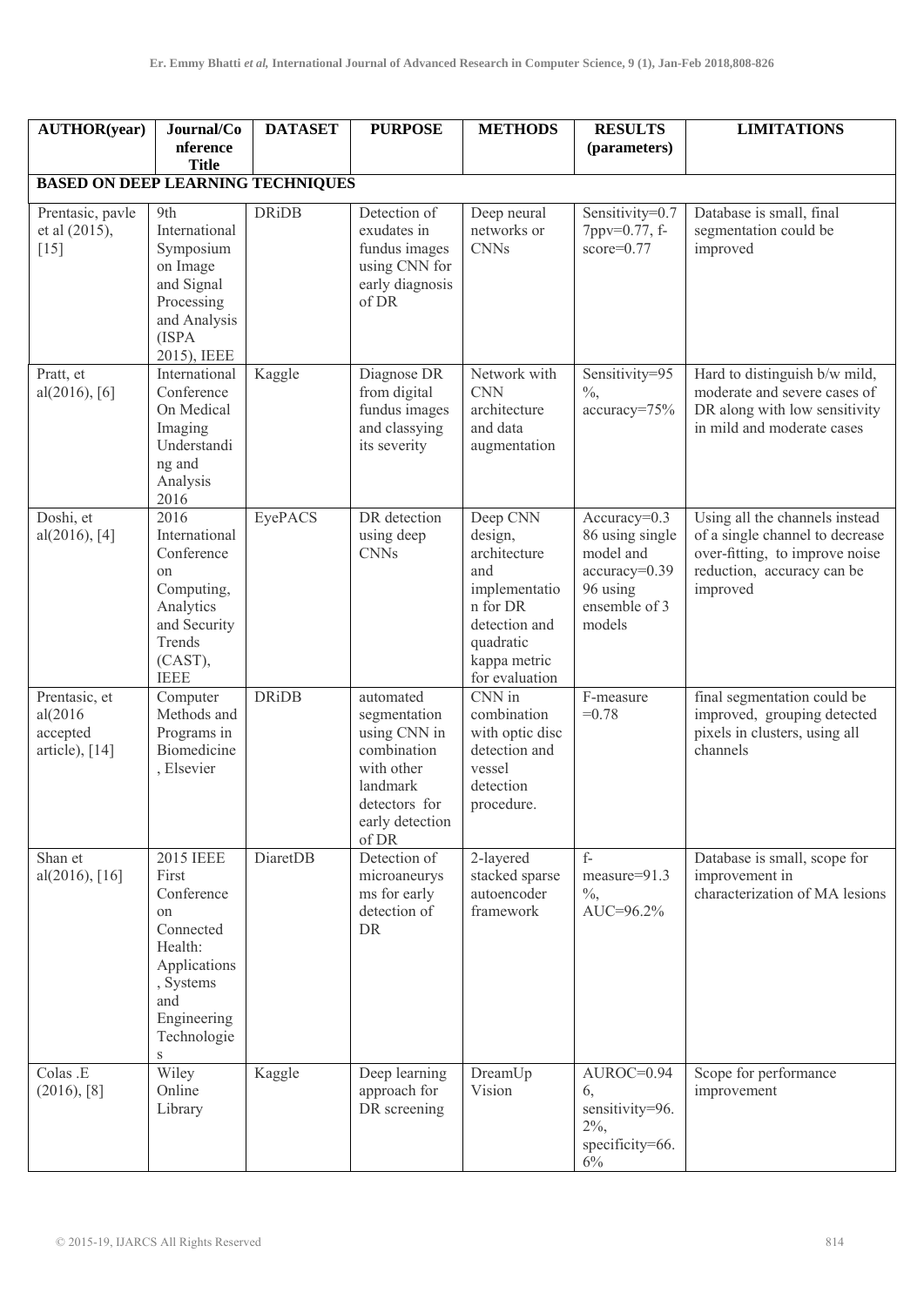| AUTHOR(year) | Journal/Conference Title | DATASET | PURPOSE | METHODS | RESULTS (parameters) | LIMITATIONS |
|---|---|---|---|---|---|---|
| **BASED ON DEEP LEARNING TECHNIQUES** | | | | | | |
| Prentasic, pavle et al (2015), [15] | 9th International Symposium on Image and Signal Processing and Analysis (ISPA 2015), IEEE | DRiDB | Detection of exudates in fundus images using CNN for early diagnosis of DR | Deep neural networks or CNNs | Sensitivity=0.77ppv=0.77, f-score=0.77 | Database is small, final segmentation could be improved |
| Pratt, et al(2016), [6] | International Conference On Medical Imaging Understanding and Analysis 2016 | Kaggle | Diagnose DR from digital fundus images and classying its severity | Network with CNN architecture and data augmentation | Sensitivity=95 %, accuracy=75% | Hard to distinguish b/w mild, moderate and severe cases of DR along with low sensitivity in mild and moderate cases |
| Doshi, et al(2016), [4] | 2016 International Conference on Computing, Analytics and Security Trends (CAST), IEEE | EyePACS | DR detection using deep CNNs | Deep CNN design, architecture and implementation for DR detection and quadratic kappa metric for evaluation | Accuracy=0.386 using single model and accuracy=0.3996 using ensemble of 3 models | Using all the channels instead of a single channel to decrease over-fitting, to improve noise reduction, accuracy can be improved |
| Prentasic, et al(2016 accepted article), [14] | Computer Methods and Programs in Biomedicine, Elsevier | DRiDB | automated segmentation using CNN in combination with other landmark detectors for early detection of DR | CNN in combination with optic disc detection and vessel detection procedure. | F-measure =0.78 | final segmentation could be improved, grouping detected pixels in clusters, using all channels |
| Shan et al(2016), [16] | 2015 IEEE First Conference on Connected Health: Applications, Systems and Engineering Technologies | DiaretDB | Detection of microaneurysms for early detection of DR | 2-layered stacked sparse autoencoder framework | f-measure=91.3 %, AUC=96.2% | Database is small, scope for improvement in characterization of MA lesions |
| Colas .E (2016), [8] | Wiley Online Library | Kaggle | Deep learning approach for DR screening | DreamUp Vision | AUROC=0.946, sensitivity=96.2%, specificity=66.6% | Scope for performance improvement |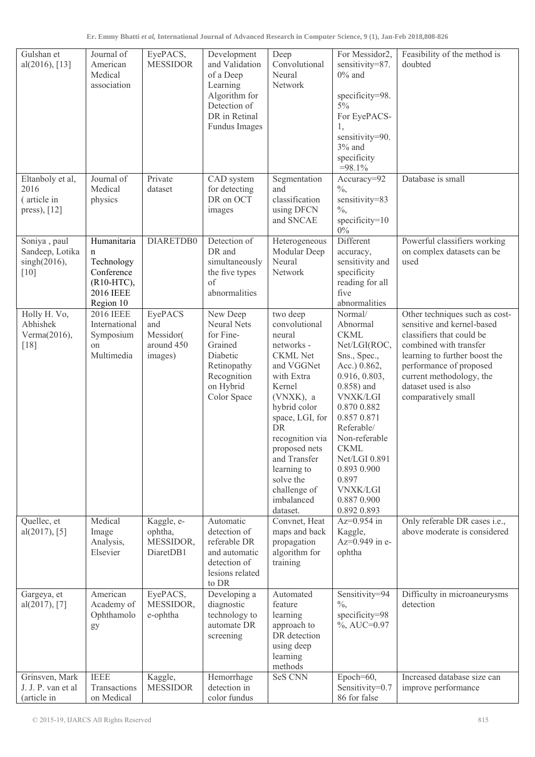| Gulshan et al(2016), [13] | Journal of American Medical association | EyePACS, MESSIDOR | Development and Validation of a Deep Learning Algorithm for Detection of DR in Retinal Fundus Images | Deep Convolutional Neural Network | For Messidor2, sensitivity=87.0% and specificity=98.5% For EyePACS-1, sensitivity=90.3% and specificity =98.1% | Feasibility of the method is doubted |
|---|---|---|---|---|---|---|
| Eltanboly et al, 2016 ( article in press), [12] | Journal of Medical physics | Private dataset | CAD system for detecting DR on OCT images | Segmentation and classification using DFCN and SNCAE | Accuracy=92 %, sensitivity=83 %, specificity=100% | Database is small |
| Soniya , paul Sandeep, Lotika singh(2016), [10] | Humanitarian Technology Conference (R10-HTC), 2016 IEEE Region 10 | DIARETDB0 | Detection of DR and simultaneously the five types of abnormalities | Heterogeneous Modular Deep Neural Network | Different accuracy, sensitivity and specificity reading for all five abnormalities | Powerful classifiers working on complex datasets can be used |
| Holly H. Vo, Abhishek Verma(2016), [18] | 2016 IEEE International Symposium on Multimedia | EyePACS and Messidor( around 450 images) | New Deep Neural Nets for Fine-Grained Diabetic Retinopathy Recognition on Hybrid Color Space | two deep convolutional neural networks - CKML Net and VGGNet with Extra Kernel (VNXK), a hybrid color space, LGI, for DR recognition via proposed nets and Transfer learning to solve the challenge of imbalanced dataset. | Normal/ Abnormal CKML Net/LGI(ROC, Sns., Spec., Acc.) 0.862, 0.916, 0.803, 0.858) and VNXK/LGI 0.870 0.882 0.857 0.871 Referable/ Non-referable CKML Net/LGI 0.891 0.893 0.900 0.897 VNXK/LGI 0.887 0.900 0.892 0.893 | Other techniques such as cost-sensitive and kernel-based classifiers that could be combined with transfer learning to further boost the performance of proposed current methodology, the dataset used is also comparatively small |
| Quellec, et al(2017), [5] | Medical Image Analysis, Elsevier | Kaggle, e-ophtha, MESSIDOR, DiaretDB1 | Automatic detection of referable DR and automatic detection of lesions related to DR | Convnet, Heat maps and back propagation algorithm for training | Az=0.954 in Kaggle, Az=0.949 in e-ophtha | Only referable DR cases i.e., above moderate is considered |
| Gargeya, et al(2017), [7] | American Academy of Ophthamology | EyePACS, MESSIDOR, e-ophtha | Developing a diagnostic technology to automate DR screening | Automated feature learning approach to DR detection using deep learning methods | Sensitivity=94 %, specificity=98 %, AUC=0.97 | Difficulty in microaneurysms detection |
| Grinsven, Mark J. J. P. van et al (article in | IEEE Transactions on Medical | Kaggle, MESSIDOR | Hemorrhage detection in color fundus | SeS CNN | Epoch=60, Sensitivity=0.786 for false | Increased database size can improve performance |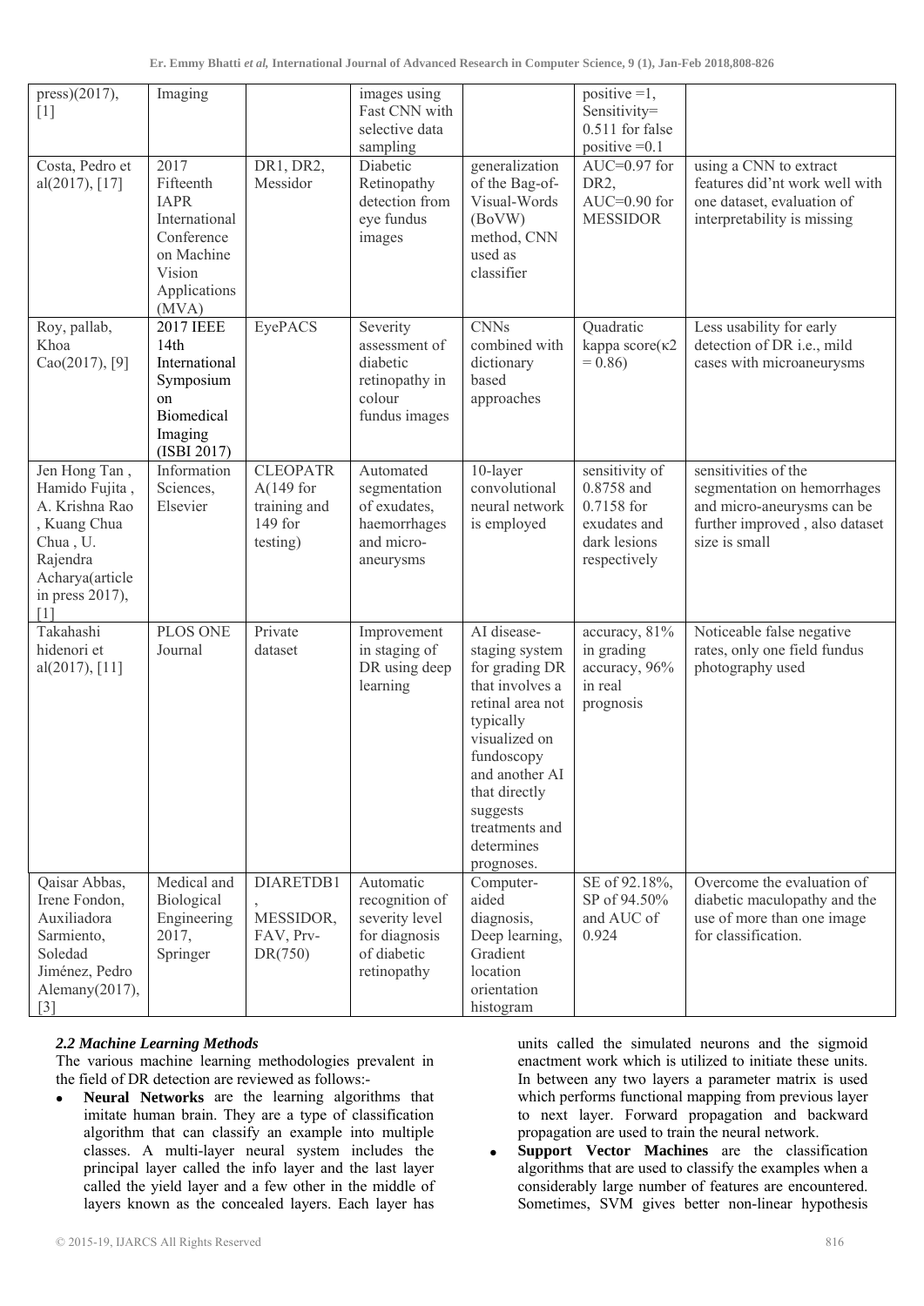| | | | | | | |
|---|---|---|---|---|---|---|
| press)(2017), [1] | Imaging | | images using Fast CNN with selective data sampling | | positive =1, Sensitivity= 0.511 for false positive =0.1 | |
| Costa, Pedro et al(2017), [17] | 2017 Fifteenth IAPR International Conference on Machine Vision Applications (MVA) | DR1, DR2, Messidor | Diabetic Retinopathy detection from eye fundus images | generalization of the Bag-of-Visual-Words (BoVW) method, CNN used as classifier | AUC=0.97 for DR2, AUC=0.90 for MESSIDOR | using a CNN to extract features did'nt work well with one dataset, evaluation of interpretability is missing |
| Roy, pallab, Khoa Cao(2017), [9] | 2017 IEEE 14th International Symposium on Biomedical Imaging (ISBI 2017) | EyePACS | Severity assessment of diabetic retinopathy in colour fundus images | CNNs combined with dictionary based approaches | Quadratic kappa score($\kappa 2 = 0.86$) | Less usability for early detection of DR i.e., mild cases with microaneurysms |
| Jen Hong Tan , Hamido Fujita , A. Krishna Rao , Kuang Chua Chua , U. Rajendra Acharya(article in press 2017), [1] | Information Sciences, Elsevier | CLEOPATRA(149 for training and 149 for testing) | Automated segmentation of exudates, haemorrhages and micro-aneurysms | 10-layer convolutional neural network is employed | sensitivity of 0.8758 and 0.7158 for exudates and dark lesions respectively | sensitivities of the segmentation on hemorrhages and micro-aneurysms can be further improved , also dataset size is small |
| Takahashi hidenori et al(2017), [11] | PLOS ONE Journal | Private dataset | Improvement in staging of DR using deep learning | AI disease-staging system for grading DR that involves a retinal area not typically visualized on fundoscopy and another AI that directly suggests treatments and determines prognoses. | accuracy, 81% in grading accuracy, 96% in real prognosis | Noticeable false negative rates, only one field fundus photography used |
| Qaisar Abbas, Irene Fondon, Auxiliadora Sarmiento, Soledad Jiménez, Pedro Alemany(2017), [3] | Medical and Biological Engineering 2017, Springer | DIARETDB1 , MESSIDOR, FAV, Prv-DR(750) | Automatic recognition of severity level for diagnosis of diabetic retinopathy | Computer-aided diagnosis, Deep learning, Gradient location orientation histogram | SE of 92.18%, SP of 94.50% and AUC of 0.924 | Overcome the evaluation of diabetic maculopathy and the use of more than one image for classification. |

### *2.2 Machine Learning Methods*

The various machine learning methodologies prevalent in the field of DR detection are reviewed as follows:-

- **Neural Networks** are the learning algorithms that imitate human brain. They are a type of classification algorithm that can classify an example into multiple classes. A multi-layer neural system includes the principal layer called the info layer and the last layer called the yield layer and a few other in the middle of layers known as the concealed layers. Each layer has units called the simulated neurons and the sigmoid enactment work which is utilized to initiate these units. In between any two layers a parameter matrix is used which performs functional mapping from previous layer to next layer. Forward propagation and backward propagation are used to train the neural network.
- **Support Vector Machines** are the classification algorithms that are used to classify the examples when a considerably large number of features are encountered. Sometimes, SVM gives better non-linear hypothesis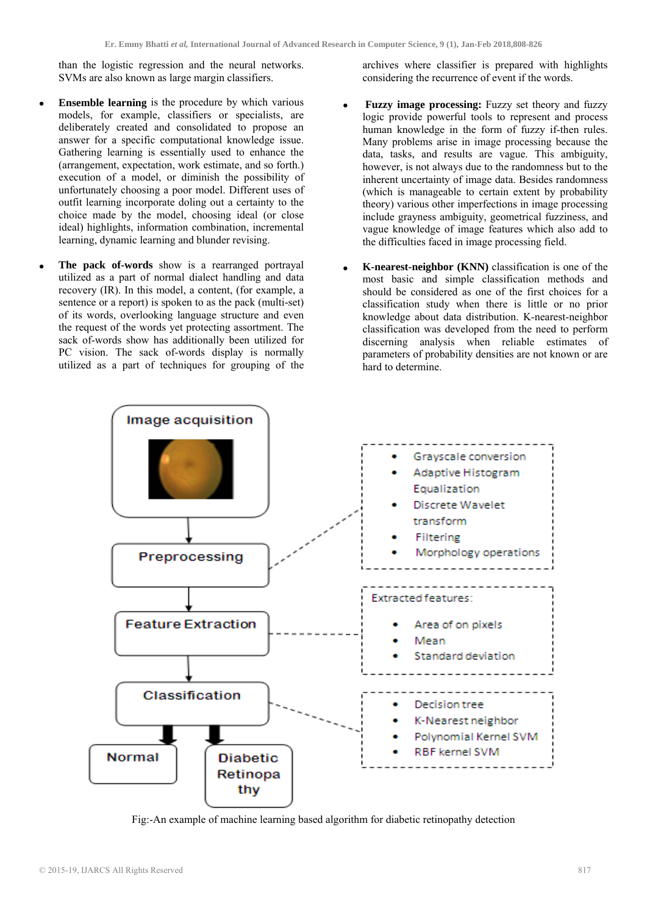than the logistic regression and the neural networks. SVMs are also known as large margin classifiers.

- **Ensemble learning** is the procedure by which various models, for example, classifiers or specialists, are deliberately created and consolidated to propose an answer for a specific computational knowledge issue. Gathering learning is essentially used to enhance the (arrangement, expectation, work estimate, and so forth.) execution of a model, or diminish the possibility of unfortunately choosing a poor model. Different uses of outfit learning incorporate doling out a certainty to the choice made by the model, choosing ideal (or close ideal) highlights, information combination, incremental learning, dynamic learning and blunder revising.

- **The pack of-words** show is a rearranged portrayal utilized as a part of normal dialect handling and data recovery (IR). In this model, a content, (for example, a sentence or a report) is spoken to as the pack (multi-set) of its words, overlooking language structure and even the request of the words yet protecting assortment. The sack of-words show has additionally been utilized for PC vision. The sack of-words display is normally utilized as a part of techniques for grouping of the archives where classifier is prepared with highlights considering the recurrence of event if the words.

- **Fuzzy image processing:** Fuzzy set theory and fuzzy logic provide powerful tools to represent and process human knowledge in the form of fuzzy if-then rules. Many problems arise in image processing because the data, tasks, and results are vague. This ambiguity, however, is not always due to the randomness but to the inherent uncertainty of image data. Besides randomness (which is manageable to certain extent by probability theory) various other imperfections in image processing include grayness ambiguity, geometrical fuzziness, and vague knowledge of image features which also add to the difficulties faced in image processing field.

- **K-nearest-neighbor (KNN)** classification is one of the most basic and simple classification methods and should be considered as one of the first choices for a classification study when there is little or no prior knowledge about data distribution. K-nearest-neighbor classification was developed from the need to perform discerning analysis when reliable estimates of parameters of probability densities are not known or are hard to determine.

Image acquisition → Preprocessing → Feature Extraction → Classification → Normal / Diabetic Retinopathy

Preprocessing:
- Grayscale conversion
- Adaptive Histogram Equalization
- Discrete Wavelet transform
- Filtering
- Morphology operations

Extracted features:
- Area of on pixels
- Mean
- Standard deviation

Classification:
- Decision tree
- K-Nearest neighbor
- Polynomial Kernel SVM
- RBF kernel SVM

Fig:-An example of machine learning based algorithm for diabetic retinopathy detection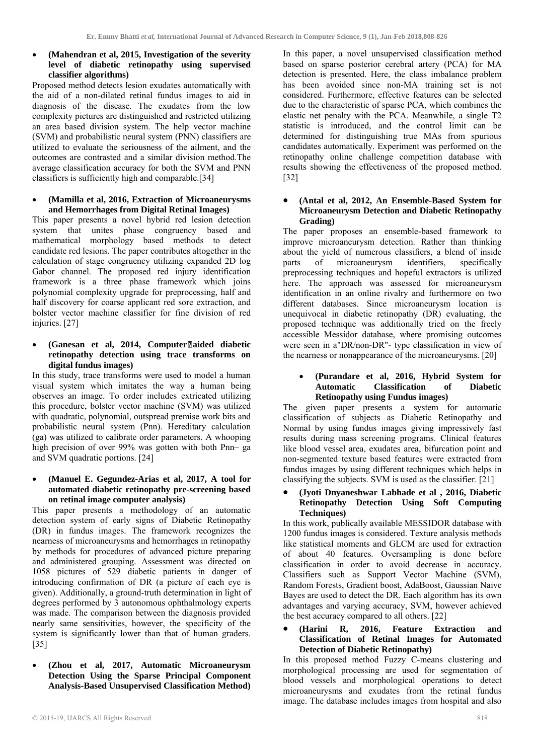- **(Mahendran et al, 2015, Investigation of the severity level of diabetic retinopathy using supervised classifier algorithms)**

Proposed method detects lesion exudates automatically with the aid of a non-dilated retinal fundus images to aid in diagnosis of the disease. The exudates from the low complexity pictures are distinguished and restricted utilizing an area based division system. The help vector machine (SVM) and probabilistic neural system (PNN) classifiers are utilized to evaluate the seriousness of the ailment, and the outcomes are contrasted and a similar division method.The average classification accuracy for both the SVM and PNN classifiers is sufficiently high and comparable.[34]

- **(Mamilla et al, 2016, Extraction of Microaneurysms and Hemorrhages from Digital Retinal Images)**

This paper presents a novel hybrid red lesion detection system that unites phase congruency based and mathematical morphology based methods to detect candidate red lesions. The paper contributes altogether in the calculation of stage congruency utilizing expanded 2D log Gabor channel. The proposed red injury identification framework is a three phase framework which joins polynomial complexity upgrade for preprocessing, half and half discovery for coarse applicant red sore extraction, and bolster vector machine classifier for fine division of red injuries. [27]

- **(Ganesan et al, 2014, Computer‐aided diabetic retinopathy detection using trace transforms on digital fundus images)**

In this study, trace transforms were used to model a human visual system which imitates the way a human being observes an image. To order includes extricated utilizing this procedure, bolster vector machine (SVM) was utilized with quadratic, polynomial, outspread premise work bits and probabilistic neural system (Pnn). Hereditary calculation (ga) was utilized to calibrate order parameters. A whooping high precision of over 99% was gotten with both Pnn– ga and SVM quadratic portions. [24]

- **(Manuel E. Gegundez-Arias et al, 2017, A tool for automated diabetic retinopathy pre-screening based on retinal image computer analysis)**

This paper presents a methodology of an automatic detection system of early signs of Diabetic Retinopathy (DR) in fundus images. The framework recognizes the nearness of microaneurysms and hemorrhages in retinopathy by methods for procedures of advanced picture preparing and administered grouping. Assessment was directed on 1058 pictures of 529 diabetic patients in danger of introducing confirmation of DR (a picture of each eye is given). Additionally, a ground-truth determination in light of degrees performed by 3 autonomous ophthalmology experts was made. The comparison between the diagnosis provided nearly same sensitivities, however, the specificity of the system is significantly lower than that of human graders. [35]

- **(Zhou et al, 2017, Automatic Microaneurysm Detection Using the Sparse Principal Component Analysis-Based Unsupervised Classification Method)**

In this paper, a novel unsupervised classification method based on sparse posterior cerebral artery (PCA) for MA detection is presented. Here, the class imbalance problem has been avoided since non-MA training set is not considered. Furthermore, effective features can be selected due to the characteristic of sparse PCA, which combines the elastic net penalty with the PCA. Meanwhile, a single T2 statistic is introduced, and the control limit can be determined for distinguishing true MAs from spurious candidates automatically. Experiment was performed on the retinopathy online challenge competition database with results showing the effectiveness of the proposed method. [32]

- **(Antal et al, 2012, An Ensemble-Based System for Microaneurysm Detection and Diabetic Retinopathy Grading)**

The paper proposes an ensemble-based framework to improve microaneurysm detection. Rather than thinking about the yield of numerous classifiers, a blend of inside parts of microaneurysm identifiers, specifically preprocessing techniques and hopeful extractors is utilized here. The approach was assessed for microaneurysm identification in an online rivalry and furthermore on two different databases. Since microaneurysm location is unequivocal in diabetic retinopathy (DR) evaluating, the proposed technique was additionally tried on the freely accessible Messidor database, where promising outcomes were seen in a"DR/non-DR"- type classification in view of the nearness or nonappearance of the microaneurysms. [20]

- **(Purandare et al, 2016, Hybrid System for Automatic Classification of Diabetic Retinopathy using Fundus images)**

The given paper presents a system for automatic classification of subjects as Diabetic Retinopathy and Normal by using fundus images giving impressively fast results during mass screening programs. Clinical features like blood vessel area, exudates area, bifurcation point and non-segmented texture based features were extracted from fundus images by using different techniques which helps in classifying the subjects. SVM is used as the classifier. [21]

- **(Jyoti Dnyaneshwar Labhade et al , 2016, Diabetic Retinopathy Detection Using Soft Computing Techniques)**

In this work, publically available MESSIDOR database with 1200 fundus images is considered. Texture analysis methods like statistical moments and GLCM are used for extraction of about 40 features. Oversampling is done before classification in order to avoid decrease in accuracy. Classifiers such as Support Vector Machine (SVM), Random Forests, Gradient boost, AdaBoost, Gaussian Naive Bayes are used to detect the DR. Each algorithm has its own advantages and varying accuracy, SVM, however achieved the best accuracy compared to all others. [22]

- **(Harini R, 2016, Feature Extraction and Classification of Retinal Images for Automated Detection of Diabetic Retinopathy)**

In this proposed method Fuzzy C-means clustering and morphological processing are used for segmentation of blood vessels and morphological operations to detect microaneurysms and exudates from the retinal fundus image. The database includes images from hospital and also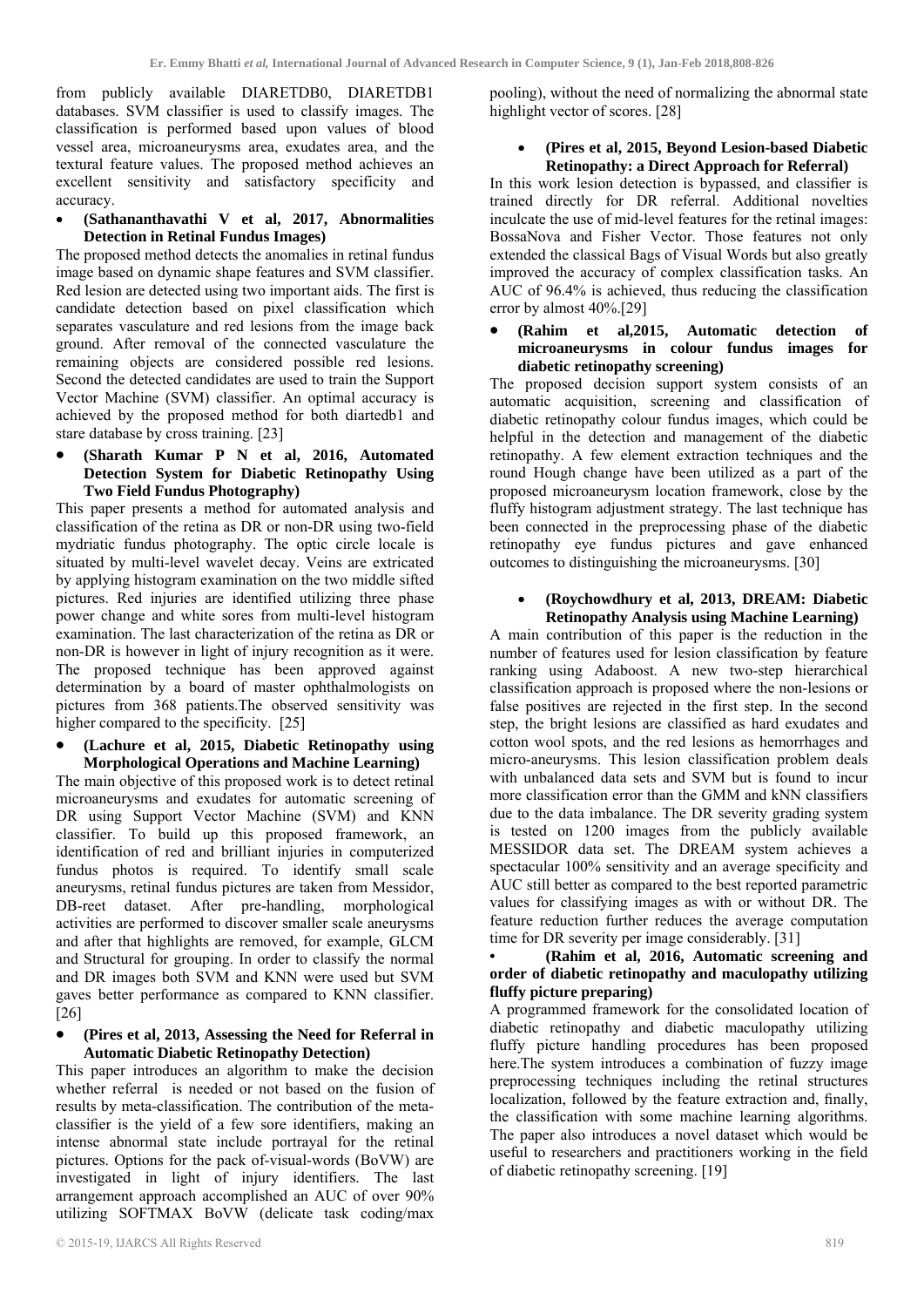from publicly available DIARETDB0, DIARETDB1 databases. SVM classifier is used to classify images. The classification is performed based upon values of blood vessel area, microaneurysms area, exudates area, and the textural feature values. The proposed method achieves an excellent sensitivity and satisfactory specificity and accuracy.

- **(Sathananthavathi V et al, 2017, Abnormalities Detection in Retinal Fundus Images)**

The proposed method detects the anomalies in retinal fundus image based on dynamic shape features and SVM classifier. Red lesion are detected using two important aids. The first is candidate detection based on pixel classification which separates vasculature and red lesions from the image back ground. After removal of the connected vasculature the remaining objects are considered possible red lesions. Second the detected candidates are used to train the Support Vector Machine (SVM) classifier. An optimal accuracy is achieved by the proposed method for both diartedb1 and stare database by cross training. [23]

- **(Sharath Kumar P N et al, 2016, Automated Detection System for Diabetic Retinopathy Using Two Field Fundus Photography)**

This paper presents a method for automated analysis and classification of the retina as DR or non-DR using two-field mydriatic fundus photography. The optic circle locale is situated by multi-level wavelet decay. Veins are extricated by applying histogram examination on the two middle sifted pictures. Red injuries are identified utilizing three phase power change and white sores from multi-level histogram examination. The last characterization of the retina as DR or non-DR is however in light of injury recognition as it were. The proposed technique has been approved against determination by a board of master ophthalmologists on pictures from 368 patients.The observed sensitivity was higher compared to the specificity. [25]

- **(Lachure et al, 2015, Diabetic Retinopathy using Morphological Operations and Machine Learning)**

The main objective of this proposed work is to detect retinal microaneurysms and exudates for automatic screening of DR using Support Vector Machine (SVM) and KNN classifier. To build up this proposed framework, an identification of red and brilliant injuries in computerized fundus photos is required. To identify small scale aneurysms, retinal fundus pictures are taken from Messidor, DB-reet dataset. After pre-handling, morphological activities are performed to discover smaller scale aneurysms and after that highlights are removed, for example, GLCM and Structural for grouping. In order to classify the normal and DR images both SVM and KNN were used but SVM gaves better performance as compared to KNN classifier. [26]

- **(Pires et al, 2013, Assessing the Need for Referral in Automatic Diabetic Retinopathy Detection)**

This paper introduces an algorithm to make the decision whether referral is needed or not based on the fusion of results by meta-classification. The contribution of the meta-classifier is the yield of a few sore identifiers, making an intense abnormal state include portrayal for the retinal pictures. Options for the pack of-visual-words (BoVW) are investigated in light of injury identifiers. The last arrangement approach accomplished an AUC of over 90% utilizing SOFTMAX BoVW (delicate task coding/max pooling), without the need of normalizing the abnormal state highlight vector of scores. [28]

- **(Pires et al, 2015, Beyond Lesion-based Diabetic Retinopathy: a Direct Approach for Referral)**

In this work lesion detection is bypassed, and classifier is trained directly for DR referral. Additional novelties inculcate the use of mid-level features for the retinal images: BossaNova and Fisher Vector. Those features not only extended the classical Bags of Visual Words but also greatly improved the accuracy of complex classification tasks. An AUC of 96.4% is achieved, thus reducing the classification error by almost 40%.[29]

- **(Rahim et al,2015, Automatic detection of microaneurysms in colour fundus images for diabetic retinopathy screening)**

The proposed decision support system consists of an automatic acquisition, screening and classification of diabetic retinopathy colour fundus images, which could be helpful in the detection and management of the diabetic retinopathy. A few element extraction techniques and the round Hough change have been utilized as a part of the proposed microaneurysm location framework, close by the fluffy histogram adjustment strategy. The last technique has been connected in the preprocessing phase of the diabetic retinopathy eye fundus pictures and gave enhanced outcomes to distinguishing the microaneurysms. [30]

- **(Roychowdhury et al, 2013, DREAM: Diabetic Retinopathy Analysis using Machine Learning)**

A main contribution of this paper is the reduction in the number of features used for lesion classification by feature ranking using Adaboost. A new two-step hierarchical classification approach is proposed where the non-lesions or false positives are rejected in the first step. In the second step, the bright lesions are classified as hard exudates and cotton wool spots, and the red lesions as hemorrhages and micro-aneurysms. This lesion classification problem deals with unbalanced data sets and SVM but is found to incur more classification error than the GMM and kNN classifiers due to the data imbalance. The DR severity grading system is tested on 1200 images from the publicly available MESSIDOR data set. The DREAM system achieves a spectacular 100% sensitivity and an average specificity and AUC still better as compared to the best reported parametric values for classifying images as with or without DR. The feature reduction further reduces the average computation time for DR severity per image considerably. [31]

- **(Rahim et al, 2016, Automatic screening and order of diabetic retinopathy and maculopathy utilizing fluffy picture preparing)**

A programmed framework for the consolidated location of diabetic retinopathy and diabetic maculopathy utilizing fluffy picture handling procedures has been proposed here.The system introduces a combination of fuzzy image preprocessing techniques including the retinal structures localization, followed by the feature extraction and, finally, the classification with some machine learning algorithms. The paper also introduces a novel dataset which would be useful to researchers and practitioners working in the field of diabetic retinopathy screening. [19]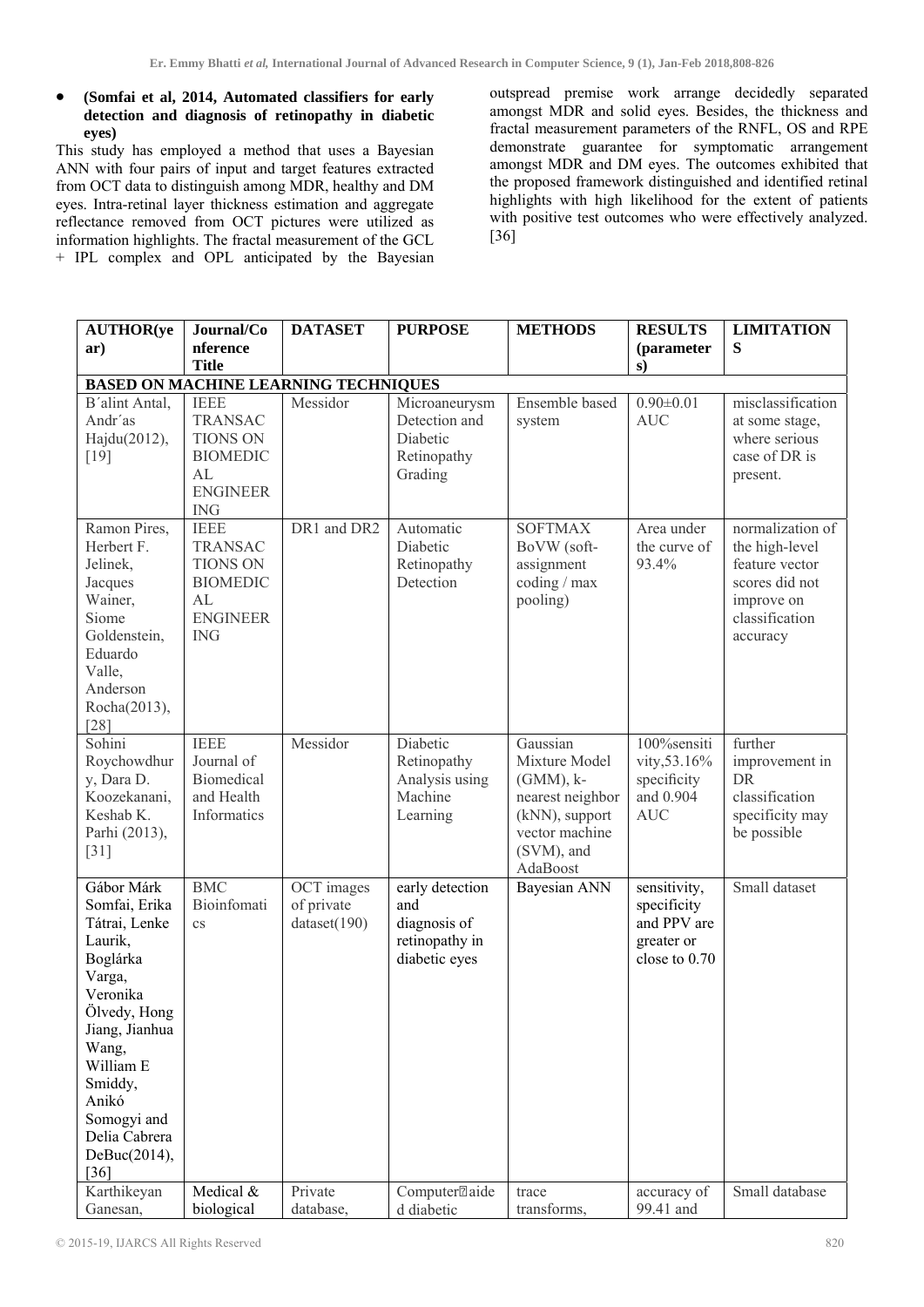- **(Somfai et al, 2014, Automated classifiers for early detection and diagnosis of retinopathy in diabetic eyes)**

This study has employed a method that uses a Bayesian ANN with four pairs of input and target features extracted from OCT data to distinguish among MDR, healthy and DM eyes. Intra-retinal layer thickness estimation and aggregate reflectance removed from OCT pictures were utilized as information highlights. The fractal measurement of the GCL + IPL complex and OPL anticipated by the Bayesian outspread premise work arrange decidedly separated amongst MDR and solid eyes. Besides, the thickness and fractal measurement parameters of the RNFL, OS and RPE demonstrate guarantee for symptomatic arrangement amongst MDR and DM eyes. The outcomes exhibited that the proposed framework distinguished and identified retinal highlights with high likelihood for the extent of patients with positive test outcomes who were effectively analyzed. [36]

| AUTHOR(year) | Journal/Conference Title | DATASET | PURPOSE | METHODS | RESULTS (parameters) | LIMITATIONS |
|---|---|---|---|---|---|---|
| **BASED ON MACHINE LEARNING TECHNIQUES** | | | | | | |
| B´alint Antal, Andr´as Hajdu(2012), [19] | IEEE TRANSACTIONS ON BIOMEDICAL ENGINEERING | Messidor | Microaneurysm Detection and Diabetic Retinopathy Grading | Ensemble based system | 0.90±0.01 AUC | misclassification at some stage, where serious case of DR is present. |
| Ramon Pires, Herbert F. Jelinek, Jacques Wainer, Siome Goldenstein, Eduardo Valle, Anderson Rocha(2013), [28] | IEEE TRANSACTIONS ON BIOMEDICAL ENGINEERING | DR1 and DR2 | Automatic Diabetic Retinopathy Detection | SOFTMAX BoVW (soft-assignment coding / max pooling) | Area under the curve of 93.4% | normalization of the high-level feature vector scores did not improve on classification accuracy |
| Sohini Roychowdhury, Dara D. Koozekanani, Keshab K. Parhi (2013), [31] | IEEE Journal of Biomedical and Health Informatics | Messidor | Diabetic Retinopathy Analysis using Machine Learning | Gaussian Mixture Model (GMM), k-nearest neighbor (kNN), support vector machine (SVM), and AdaBoost | 100%sensitivity,53.16% specificity and 0.904 AUC | further improvement in DR classification specificity may be possible |
| Gábor Márk Somfai, Erika Tátrai, Lenke Laurik, Boglárka Varga, Veronika Ölvedy, Hong Jiang, Jianhua Wang, William E Smiddy, Anikó Somogyi and Delia Cabrera DeBuc(2014), [36] | BMC Bioinformatics | OCT images of private dataset(190) | early detection and diagnosis of retinopathy in diabetic eyes | Bayesian ANN | sensitivity, specificity and PPV are greater or close to 0.70 | Small dataset |
| Karthikeyan Ganesan, | Medical & biological | Private database, | Computer‐aided diabetic | trace transforms, | accuracy of 99.41 and | Small database |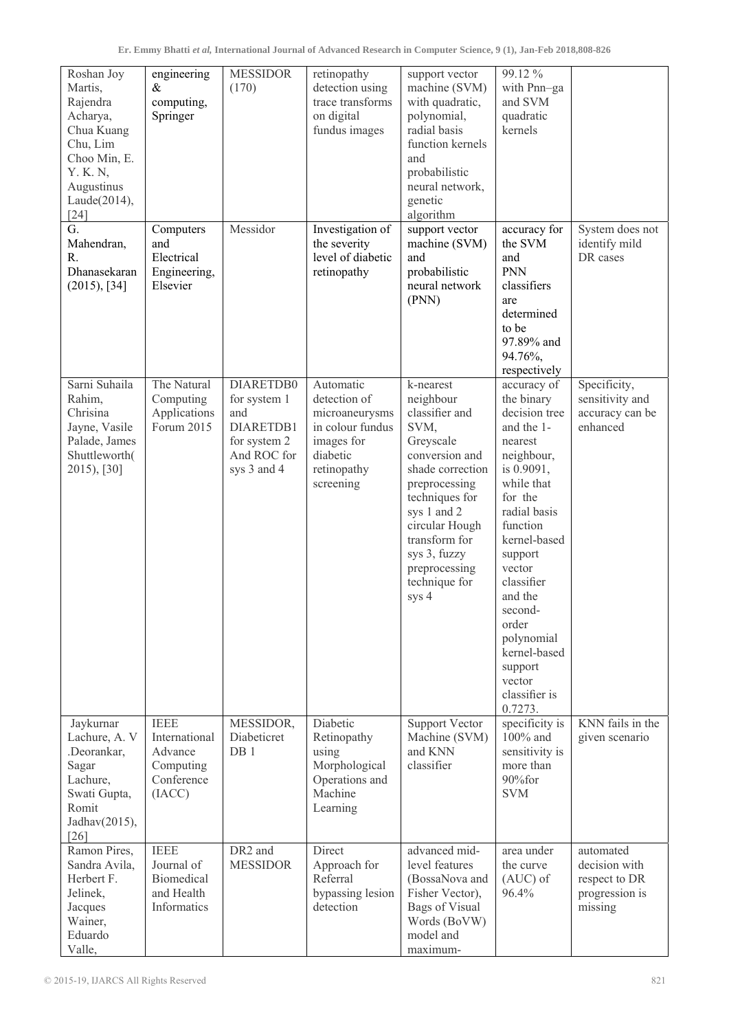| | | | | | | |
|---|---|---|---|---|---|---|
| Roshan Joy Martis, Rajendra Acharya, Chua Kuang Chu, Lim Choo Min, E. Y. K. N, Augustinus Laude(2014), [24] | engineering & computing, Springer | MESSIDOR (170) | retinopathy detection using trace transforms on digital fundus images | support vector machine (SVM) with quadratic, polynomial, radial basis function kernels and probabilistic neural network, genetic algorithm | 99.12 % with Pnn–ga and SVM quadratic kernels | |
| G. Mahendran, R. Dhanasekaran (2015), [34] | Computers and Electrical Engineering, Elsevier | Messidor | Investigation of the severity level of diabetic retinopathy | support vector machine (SVM) and probabilistic neural network (PNN) | accuracy for the SVM and PNN classifiers are determined to be 97.89% and 94.76%, respectively | System does not identify mild DR cases |
| Sarni Suhaila Rahim, Chrisina Jayne, Vasile Palade, James Shuttleworth( 2015), [30] | The Natural Computing Applications Forum 2015 | DIARETDB0 for system 1 and DIARETDB1 for system 2 And ROC for sys 3 and 4 | Automatic detection of microaneurysms in colour fundus images for diabetic retinopathy screening | k-nearest neighbour classifier and SVM, Greyscale conversion and shade correction preprocessing techniques for sys 1 and 2 circular Hough transform for sys 3, fuzzy preprocessing technique for sys 4 | accuracy of the binary decision tree and the 1-nearest neighbour, is 0.9091, while that for the radial basis function kernel-based support vector classifier and the second-order polynomial kernel-based support vector classifier is 0.7273. | Specificity, sensitivity and accuracy can be enhanced |
| Jaykurnar Lachure, A. V .Deorankar, Sagar Lachure, Swati Gupta, Romit Jadhav(2015), [26] | IEEE International Advance Computing Conference (IACC) | MESSIDOR, Diabeticret DB 1 | Diabetic Retinopathy using Morphological Operations and Machine Learning | Support Vector Machine (SVM) and KNN classifier | specificity is 100% and sensitivity is more than 90%for SVM | KNN fails in the given scenario |
| Ramon Pires, Sandra Avila, Herbert F. Jelinek, Jacques Wainer, Eduardo Valle, | IEEE Journal of Biomedical and Health Informatics | DR2 and MESSIDOR | Direct Approach for Referral bypassing lesion detection | advanced mid-level features (BossaNova and Fisher Vector), Bags of Visual Words (BoVW) model and maximum- | area under the curve (AUC) of 96.4% | automated decision with respect to DR progression is missing |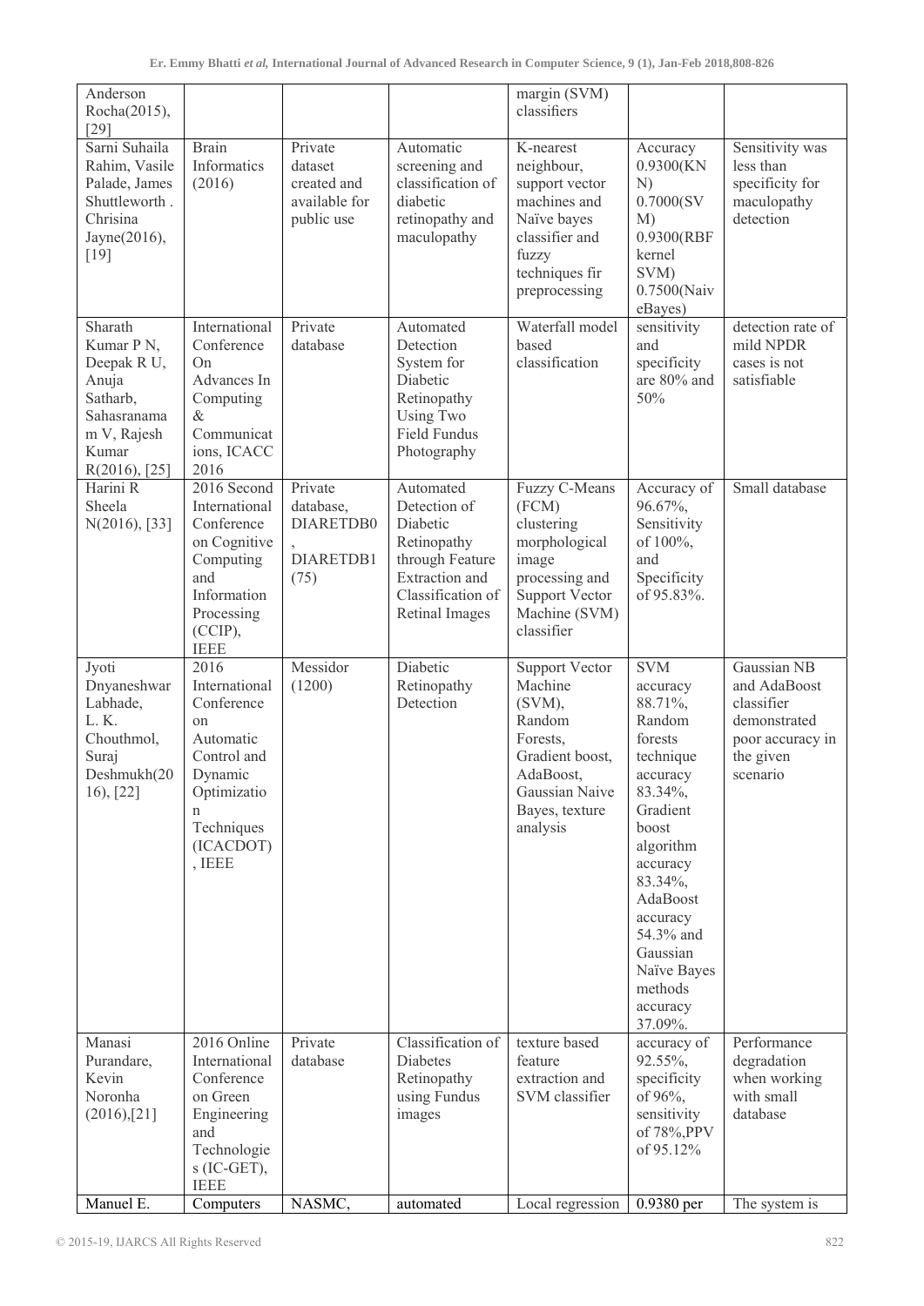| | | | | | | |
|---|---|---|---|---|---|---|
| Anderson Rocha(2015), [29] | | | | margin (SVM) classifiers | | |
| Sarni Suhaila Rahim, Vasile Palade, James Shuttleworth . Chrisina Jayne(2016), [19] | Brain Informatics (2016) | Private dataset created and available for public use | Automatic screening and classification of diabetic retinopathy and maculopathy | K-nearest neighbour, support vector machines and Naïve bayes classifier and fuzzy techniques fir preprocessing | Accuracy 0.9300(KNN) 0.7000(SVM) 0.9300(RBF kernel SVM) 0.7500(NaiveBayes) | Sensitivity was less than specificity for maculopathy detection |
| Sharath Kumar P N, Deepak R U, Anuja Satharb, Sahasranamam V, Rajesh Kumar R(2016), [25] | International Conference On Advances In Computing & Communications, ICACC 2016 | Private database | Automated Detection System for Diabetic Retinopathy Using Two Field Fundus Photography | Waterfall model based classification | sensitivity and specificity are 80% and 50% | detection rate of mild NPDR cases is not satisfiable |
| Harini R Sheela N(2016), [33] | 2016 Second International Conference on Cognitive Computing and Information Processing (CCIP), IEEE | Private database, DIARETDB0, DIARETDB1 (75) | Automated Detection of Diabetic Retinopathy through Feature Extraction and Classification of Retinal Images | Fuzzy C-Means (FCM) clustering morphological image processing and Support Vector Machine (SVM) classifier | Accuracy of 96.67%, Sensitivity of 100%, and Specificity of 95.83%. | Small database |
| Jyoti Dnyaneshwar Labhade, L. K. Chouthmol, Suraj Deshmukh(2016), [22] | 2016 International Conference on Automatic Control and Dynamic Optimization Techniques (ICACDOT), IEEE | Messidor (1200) | Diabetic Retinopathy Detection | Support Vector Machine (SVM), Random Forests, Gradient boost, AdaBoost, Gaussian Naive Bayes, texture analysis | SVM accuracy 88.71%, Random forests technique accuracy 83.34%, Gradient boost algorithm accuracy 83.34%, AdaBoost accuracy 54.3% and Gaussian Naïve Bayes methods accuracy 37.09%. | Gaussian NB and AdaBoost classifier demonstrated poor accuracy in the given scenario |
| Manasi Purandare, Kevin Noronha (2016),[21] | 2016 Online International Conference on Green Engineering and Technologies (IC-GET), IEEE | Private database | Classification of Diabetes Retinopathy using Fundus images | texture based feature extraction and SVM classifier | accuracy of 92.55%, specificity of 96%, sensitivity of 78%,PPV of 95.12% | Performance degradation when working with small database |
| Manuel E. | Computers | NASMC, | automated | Local regression | 0.9380 per | The system is |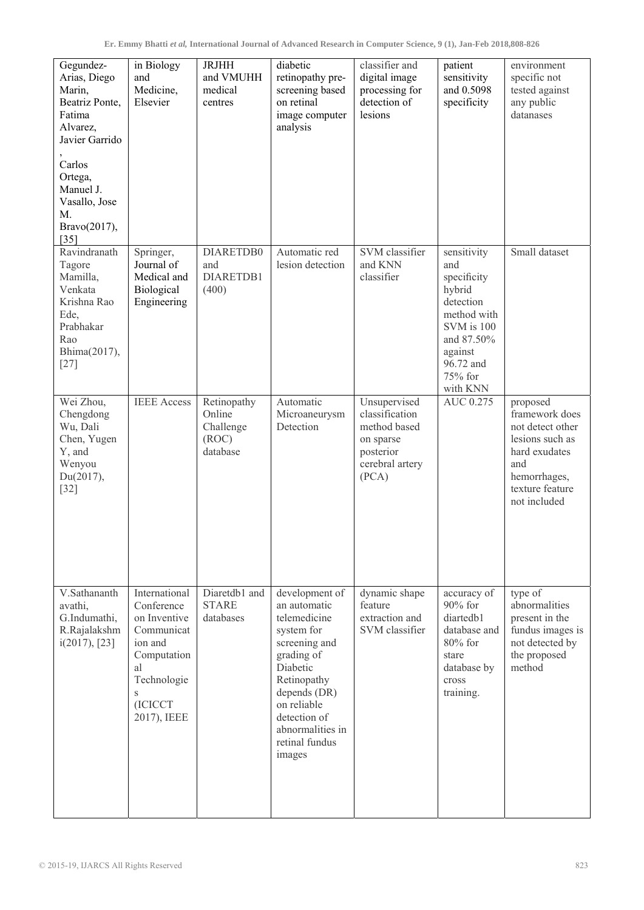| | | | | | | |
|---|---|---|---|---|---|---|
| Gegundez-Arias, Diego Marin, Beatriz Ponte, Fatima Alvarez, Javier Garrido , Carlos Ortega, Manuel J. Vasallo, Jose M. Bravo(2017), [35] | in Biology and Medicine, Elsevier | JRJHH and VMUHH medical centres | diabetic retinopathy pre-screening based on retinal image computer analysis | classifier and digital image processing for detection of lesions | patient sensitivity and 0.5098 specificity | environment specific not tested against any public datanases |
| Ravindranath Tagore Mamilla, Venkata Krishna Rao Ede, Prabhakar Rao Bhima(2017), [27] | Springer, Journal of Medical and Biological Engineering | DIARETDB0 and DIARETDB1 (400) | Automatic red lesion detection | SVM classifier and KNN classifier | sensitivity and specificity hybrid detection method with SVM is 100 and 87.50% against 96.72 and 75% for with KNN | Small dataset |
| Wei Zhou, Chengdong Wu, Dali Chen, Yugen Y, and Wenyou Du(2017), [32] | IEEE Access | Retinopathy Online Challenge (ROC) database | Automatic Microaneurysm Detection | Unsupervised classification method based on sparse posterior cerebral artery (PCA) | AUC 0.275 | proposed framework does not detect other lesions such as hard exudates and hemorrhages, texture feature not included |
| V.Sathananth avathi, G.Indumathi, R.Rajalakshm i(2017), [23] | International Conference on Inventive Communicat ion and Computation al Technologie s (ICICCT 2017), IEEE | Diaretdb1 and STARE databases | development of an automatic telemedicine system for screening and grading of Diabetic Retinopathy depends (DR) on reliable detection of abnormalities in retinal fundus images | dynamic shape feature extraction and SVM classifier | accuracy of 90% for diartedb1 database and 80% for stare database by cross training. | type of abnormalities present in the fundus images is not detected by the proposed method |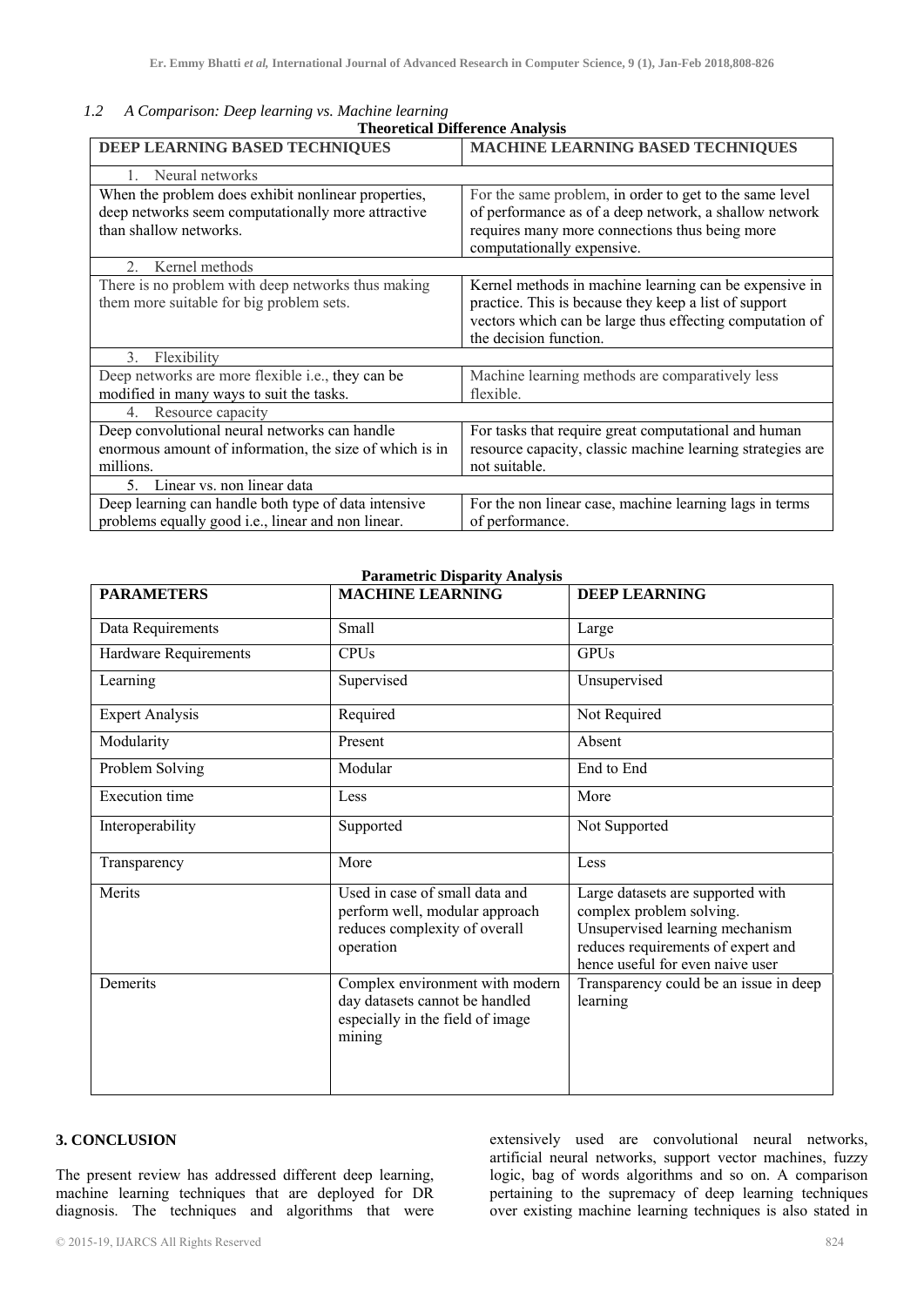*1.2 A Comparison: Deep learning vs. Machine learning*

**Theoretical Difference Analysis**

| DEEP LEARNING BASED TECHNIQUES | MACHINE LEARNING BASED TECHNIQUES |
|---|---|
| 1. Neural networks | |
| When the problem does exhibit nonlinear properties, deep networks seem computationally more attractive than shallow networks. | For the same problem, in order to get to the same level of performance as of a deep network, a shallow network requires many more connections thus being more computationally expensive. |
| 2. Kernel methods | |
| There is no problem with deep networks thus making them more suitable for big problem sets. | Kernel methods in machine learning can be expensive in practice. This is because they keep a list of support vectors which can be large thus effecting computation of the decision function. |
| 3. Flexibility | |
| Deep networks are more flexible i.e., they can be modified in many ways to suit the tasks. | Machine learning methods are comparatively less flexible. |
| 4. Resource capacity | |
| Deep convolutional neural networks can handle enormous amount of information, the size of which is in millions. | For tasks that require great computational and human resource capacity, classic machine learning strategies are not suitable. |
| 5. Linear vs. non linear data | |
| Deep learning can handle both type of data intensive problems equally good i.e., linear and non linear. | For the non linear case, machine learning lags in terms of performance. |

**Parametric Disparity Analysis**

| PARAMETERS | MACHINE LEARNING | DEEP LEARNING |
|---|---|---|
| Data Requirements | Small | Large |
| Hardware Requirements | CPUs | GPUs |
| Learning | Supervised | Unsupervised |
| Expert Analysis | Required | Not Required |
| Modularity | Present | Absent |
| Problem Solving | Modular | End to End |
| Execution time | Less | More |
| Interoperability | Supported | Not Supported |
| Transparency | More | Less |
| Merits | Used in case of small data and perform well, modular approach reduces complexity of overall operation | Large datasets are supported with complex problem solving. Unsupervised learning mechanism reduces requirements of expert and hence useful for even naive user |
| Demerits | Complex environment with modern day datasets cannot be handled especially in the field of image mining | Transparency could be an issue in deep learning |

## 3. CONCLUSION

The present review has addressed different deep learning, machine learning techniques that are deployed for DR diagnosis. The techniques and algorithms that were extensively used are convolutional neural networks, artificial neural networks, support vector machines, fuzzy logic, bag of words algorithms and so on. A comparison pertaining to the supremacy of deep learning techniques over existing machine learning techniques is also stated in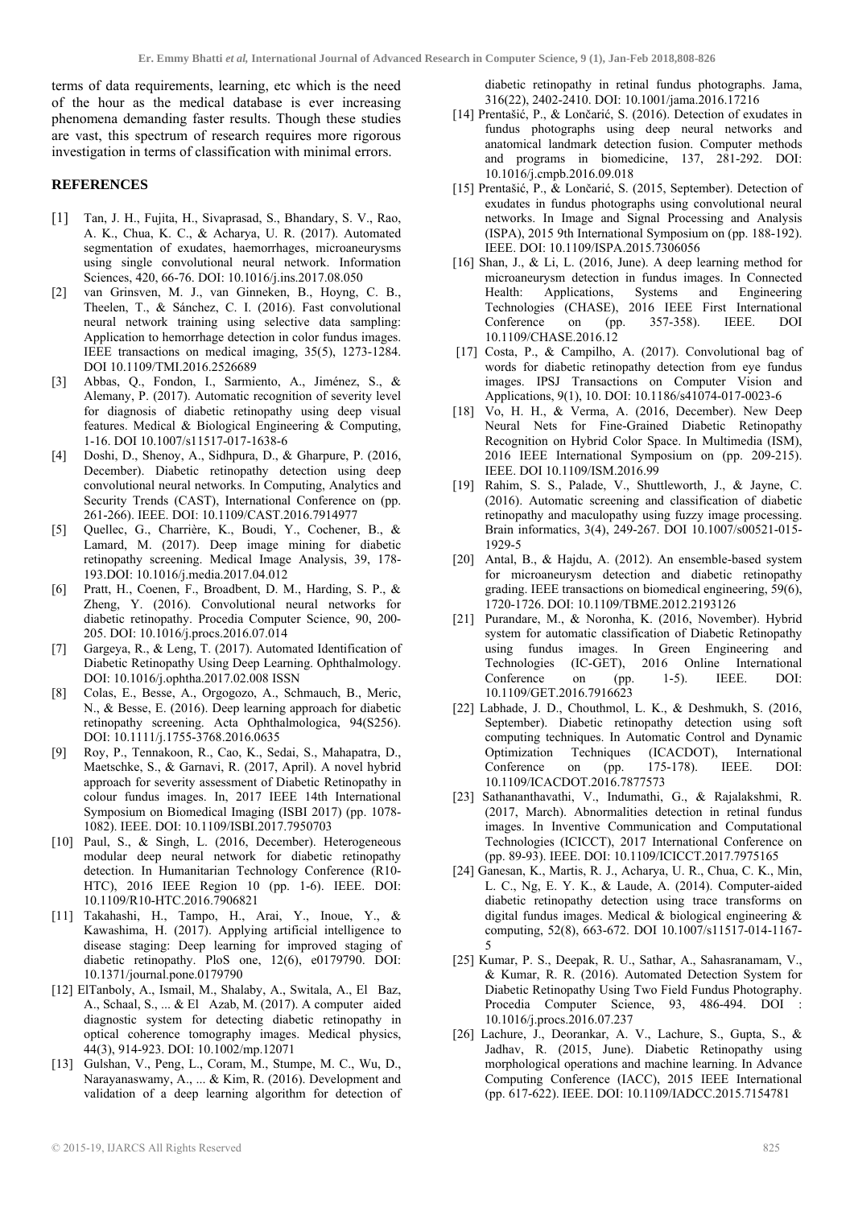terms of data requirements, learning, etc which is the need of the hour as the medical database is ever increasing phenomena demanding faster results. Though these studies are vast, this spectrum of research requires more rigorous investigation in terms of classification with minimal errors.

## REFERENCES

[1] Tan, J. H., Fujita, H., Sivaprasad, S., Bhandary, S. V., Rao, A. K., Chua, K. C., & Acharya, U. R. (2017). Automated segmentation of exudates, haemorrhages, microaneurysms using single convolutional neural network. Information Sciences, 420, 66-76. DOI: 10.1016/j.ins.2017.08.050

[2] van Grinsven, M. J., van Ginneken, B., Hoyng, C. B., Theelen, T., & Sánchez, C. I. (2016). Fast convolutional neural network training using selective data sampling: Application to hemorrhage detection in color fundus images. IEEE transactions on medical imaging, 35(5), 1273-1284. DOI 10.1109/TMI.2016.2526689

[3] Abbas, Q., Fondon, I., Sarmiento, A., Jiménez, S., & Alemany, P. (2017). Automatic recognition of severity level for diagnosis of diabetic retinopathy using deep visual features. Medical & Biological Engineering & Computing, 1-16. DOI 10.1007/s11517-017-1638-6

[4] Doshi, D., Shenoy, A., Sidhpura, D., & Gharpure, P. (2016, December). Diabetic retinopathy detection using deep convolutional neural networks. In Computing, Analytics and Security Trends (CAST), International Conference on (pp. 261-266). IEEE. DOI: 10.1109/CAST.2016.7914977

[5] Quellec, G., Charrière, K., Boudi, Y., Cochener, B., & Lamard, M. (2017). Deep image mining for diabetic retinopathy screening. Medical Image Analysis, 39, 178-193.DOI: 10.1016/j.media.2017.04.012

[6] Pratt, H., Coenen, F., Broadbent, D. M., Harding, S. P., & Zheng, Y. (2016). Convolutional neural networks for diabetic retinopathy. Procedia Computer Science, 90, 200-205. DOI: 10.1016/j.procs.2016.07.014

[7] Gargeya, R., & Leng, T. (2017). Automated Identification of Diabetic Retinopathy Using Deep Learning. Ophthalmology. DOI: 10.1016/j.ophtha.2017.02.008 ISSN

[8] Colas, E., Besse, A., Orgogozo, A., Schmauch, B., Meric, N., & Besse, E. (2016). Deep learning approach for diabetic retinopathy screening. Acta Ophthalmologica, 94(S256). DOI: 10.1111/j.1755-3768.2016.0635

[9] Roy, P., Tennakoon, R., Cao, K., Sedai, S., Mahapatra, D., Maetschke, S., & Garnavi, R. (2017, April). A novel hybrid approach for severity assessment of Diabetic Retinopathy in colour fundus images. In, 2017 IEEE 14th International Symposium on Biomedical Imaging (ISBI 2017) (pp. 1078-1082). IEEE. DOI: 10.1109/ISBI.2017.7950703

[10] Paul, S., & Singh, L. (2016, December). Heterogeneous modular deep neural network for diabetic retinopathy detection. In Humanitarian Technology Conference (R10-HTC), 2016 IEEE Region 10 (pp. 1-6). IEEE. DOI: 10.1109/R10-HTC.2016.7906821

[11] Takahashi, H., Tampo, H., Arai, Y., Inoue, Y., & Kawashima, H. (2017). Applying artificial intelligence to disease staging: Deep learning for improved staging of diabetic retinopathy. PloS one, 12(6), e0179790. DOI: 10.1371/journal.pone.0179790

[12] ElTanboly, A., Ismail, M., Shalaby, A., Switala, A., El Baz, A., Schaal, S., ... & El Azab, M. (2017). A computer aided diagnostic system for detecting diabetic retinopathy in optical coherence tomography images. Medical physics, 44(3), 914-923. DOI: 10.1002/mp.12071

[13] Gulshan, V., Peng, L., Coram, M., Stumpe, M. C., Wu, D., Narayanaswamy, A., ... & Kim, R. (2016). Development and validation of a deep learning algorithm for detection of diabetic retinopathy in retinal fundus photographs. Jama, 316(22), 2402-2410. DOI: 10.1001/jama.2016.17216

[14] Prentašić, P., & Lončarić, S. (2016). Detection of exudates in fundus photographs using deep neural networks and anatomical landmark detection fusion. Computer methods and programs in biomedicine, 137, 281-292. DOI: 10.1016/j.cmpb.2016.09.018

[15] Prentašić, P., & Lončarić, S. (2015, September). Detection of exudates in fundus photographs using convolutional neural networks. In Image and Signal Processing and Analysis (ISPA), 2015 9th International Symposium on (pp. 188-192). IEEE. DOI: 10.1109/ISPA.2015.7306056

[16] Shan, J., & Li, L. (2016, June). A deep learning method for microaneurysm detection in fundus images. In Connected Health: Applications, Systems and Engineering Technologies (CHASE), 2016 IEEE First International Conference on (pp. 357-358). IEEE. DOI 10.1109/CHASE.2016.12

[17] Costa, P., & Campilho, A. (2017). Convolutional bag of words for diabetic retinopathy detection from eye fundus images. IPSJ Transactions on Computer Vision and Applications, 9(1), 10. DOI: 10.1186/s41074-017-0023-6

[18] Vo, H. H., & Verma, A. (2016, December). New Deep Neural Nets for Fine-Grained Diabetic Retinopathy Recognition on Hybrid Color Space. In Multimedia (ISM), 2016 IEEE International Symposium on (pp. 209-215). IEEE. DOI 10.1109/ISM.2016.99

[19] Rahim, S. S., Palade, V., Shuttleworth, J., & Jayne, C. (2016). Automatic screening and classification of diabetic retinopathy and maculopathy using fuzzy image processing. Brain informatics, 3(4), 249-267. DOI 10.1007/s00521-015-1929-5

[20] Antal, B., & Hajdu, A. (2012). An ensemble-based system for microaneurysm detection and diabetic retinopathy grading. IEEE transactions on biomedical engineering, 59(6), 1720-1726. DOI: 10.1109/TBME.2012.2193126

[21] Purandare, M., & Noronha, K. (2016, November). Hybrid system for automatic classification of Diabetic Retinopathy using fundus images. In Green Engineering and Technologies (IC-GET), 2016 Online International Conference on (pp. 1-5). IEEE. DOI: 10.1109/GET.2016.7916623

[22] Labhade, J. D., Chouthmol, L. K., & Deshmukh, S. (2016, September). Diabetic retinopathy detection using soft computing techniques. In Automatic Control and Dynamic Optimization Techniques (ICACDOT), International Conference on (pp. 175-178). IEEE. DOI: 10.1109/ICACDOT.2016.7877573

[23] Sathananthavathi, V., Indumathi, G., & Rajalakshmi, R. (2017, March). Abnormalities detection in retinal fundus images. In Inventive Communication and Computational Technologies (ICICCT), 2017 International Conference on (pp. 89-93). IEEE. DOI: 10.1109/ICICCT.2017.7975165

[24] Ganesan, K., Martis, R. J., Acharya, U. R., Chua, C. K., Min, L. C., Ng, E. Y. K., & Laude, A. (2014). Computer-aided diabetic retinopathy detection using trace transforms on digital fundus images. Medical & biological engineering & computing, 52(8), 663-672. DOI 10.1007/s11517-014-1167-5

[25] Kumar, P. S., Deepak, R. U., Sathar, A., Sahasranamam, V., & Kumar, R. R. (2016). Automated Detection System for Diabetic Retinopathy Using Two Field Fundus Photography. Procedia Computer Science, 93, 486-494. DOI : 10.1016/j.procs.2016.07.237

[26] Lachure, J., Deorankar, A. V., Lachure, S., Gupta, S., & Jadhav, R. (2015, June). Diabetic Retinopathy using morphological operations and machine learning. In Advance Computing Conference (IACC), 2015 IEEE International (pp. 617-622). IEEE. DOI: 10.1109/IADCC.2015.7154781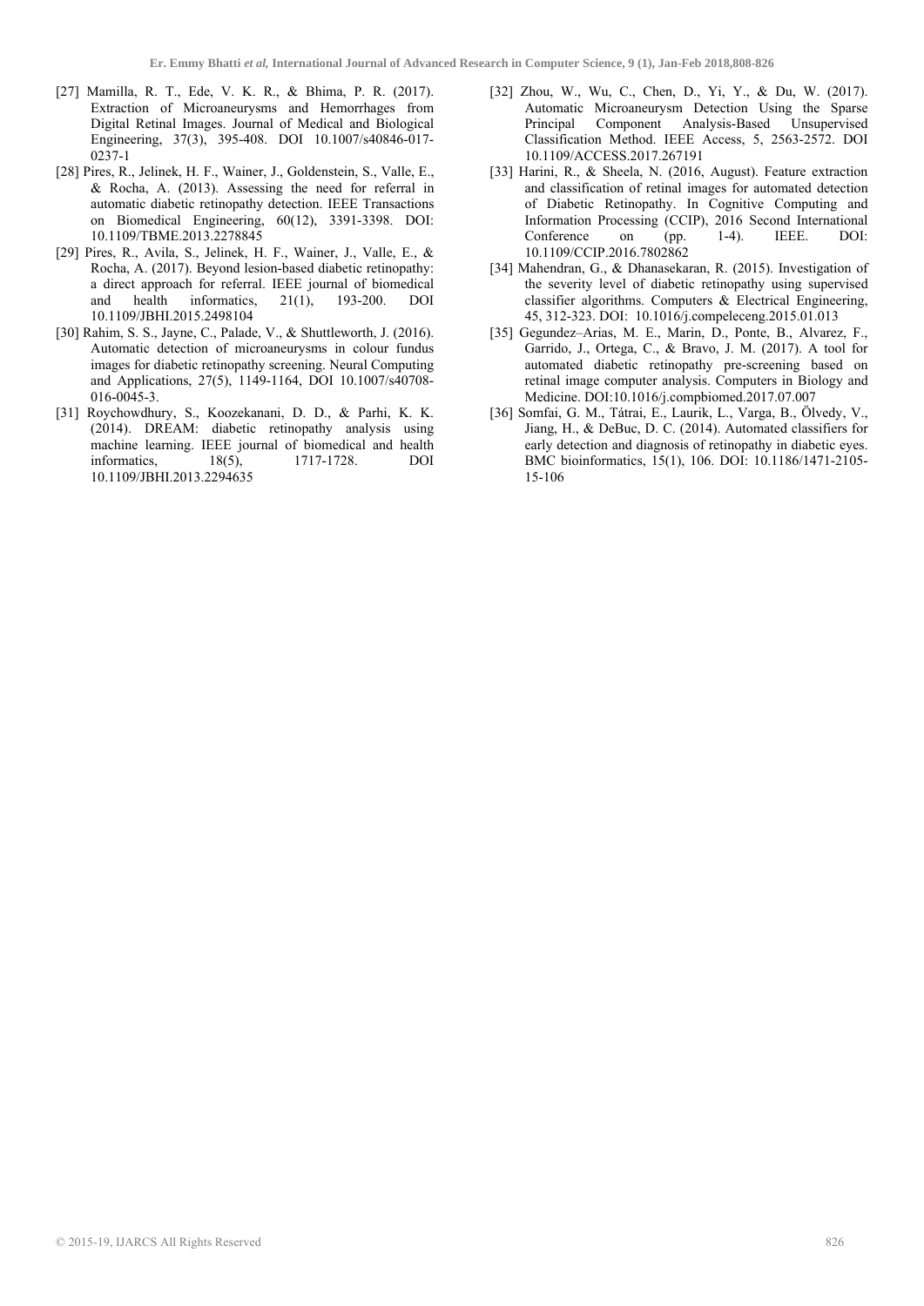[27] Mamilla, R. T., Ede, V. K. R., & Bhima, P. R. (2017). Extraction of Microaneurysms and Hemorrhages from Digital Retinal Images. Journal of Medical and Biological Engineering, 37(3), 395-408. DOI 10.1007/s40846-017-0237-1

[28] Pires, R., Jelinek, H. F., Wainer, J., Goldenstein, S., Valle, E., & Rocha, A. (2013). Assessing the need for referral in automatic diabetic retinopathy detection. IEEE Transactions on Biomedical Engineering, 60(12), 3391-3398. DOI: 10.1109/TBME.2013.2278845

[29] Pires, R., Avila, S., Jelinek, H. F., Wainer, J., Valle, E., & Rocha, A. (2017). Beyond lesion-based diabetic retinopathy: a direct approach for referral. IEEE journal of biomedical and health informatics, 21(1), 193-200. DOI 10.1109/JBHI.2015.2498104

[30] Rahim, S. S., Jayne, C., Palade, V., & Shuttleworth, J. (2016). Automatic detection of microaneurysms in colour fundus images for diabetic retinopathy screening. Neural Computing and Applications, 27(5), 1149-1164, DOI 10.1007/s40708-016-0045-3.

[31] Roychowdhury, S., Koozekanani, D. D., & Parhi, K. K. (2014). DREAM: diabetic retinopathy analysis using machine learning. IEEE journal of biomedical and health informatics, 18(5), 1717-1728. DOI 10.1109/JBHI.2013.2294635

[32] Zhou, W., Wu, C., Chen, D., Yi, Y., & Du, W. (2017). Automatic Microaneurysm Detection Using the Sparse Principal Component Analysis-Based Unsupervised Classification Method. IEEE Access, 5, 2563-2572. DOI 10.1109/ACCESS.2017.267191

[33] Harini, R., & Sheela, N. (2016, August). Feature extraction and classification of retinal images for automated detection of Diabetic Retinopathy. In Cognitive Computing and Information Processing (CCIP), 2016 Second International Conference on (pp. 1-4). IEEE. DOI: 10.1109/CCIP.2016.7802862

[34] Mahendran, G., & Dhanasekaran, R. (2015). Investigation of the severity level of diabetic retinopathy using supervised classifier algorithms. Computers & Electrical Engineering, 45, 312-323. DOI: 10.1016/j.compeleceng.2015.01.013

[35] Gegundez–Arias, M. E., Marin, D., Ponte, B., Alvarez, F., Garrido, J., Ortega, C., & Bravo, J. M. (2017). A tool for automated diabetic retinopathy pre-screening based on retinal image computer analysis. Computers in Biology and Medicine. DOI:10.1016/j.compbiomed.2017.07.007

[36] Somfai, G. M., Tátrai, E., Laurik, L., Varga, B., Ölvedy, V., Jiang, H., & DeBuc, D. C. (2014). Automated classifiers for early detection and diagnosis of retinopathy in diabetic eyes. BMC bioinformatics, 15(1), 106. DOI: 10.1186/1471-2105-15-106